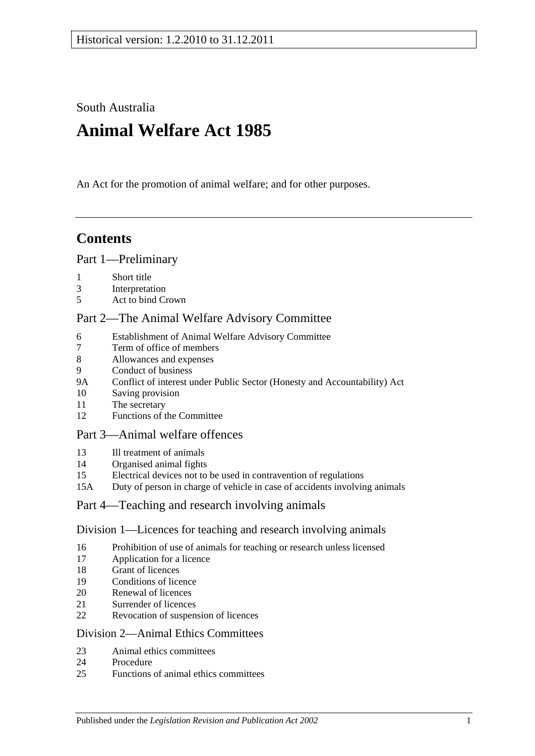Historical version: 1.2.2010 to 31.12.2011

South Australia

# Animal Welfare Act 1985

An Act for the promotion of animal welfare; and for other purposes.

## Contents

### Part 1—Preliminary

1 Short title
3 Interpretation
5 Act to bind Crown

### Part 2—The Animal Welfare Advisory Committee

6 Establishment of Animal Welfare Advisory Committee
7 Term of office of members
8 Allowances and expenses
9 Conduct of business
9A Conflict of interest under Public Sector (Honesty and Accountability) Act
10 Saving provision
11 The secretary
12 Functions of the Committee

### Part 3—Animal welfare offences

13 Ill treatment of animals
14 Organised animal fights
15 Electrical devices not to be used in contravention of regulations
15A Duty of person in charge of vehicle in case of accidents involving animals

### Part 4—Teaching and research involving animals

#### Division 1—Licences for teaching and research involving animals

16 Prohibition of use of animals for teaching or research unless licensed
17 Application for a licence
18 Grant of licences
19 Conditions of licence
20 Renewal of licences
21 Surrender of licences
22 Revocation of suspension of licences

#### Division 2—Animal Ethics Committees

23 Animal ethics committees
24 Procedure
25 Functions of animal ethics committees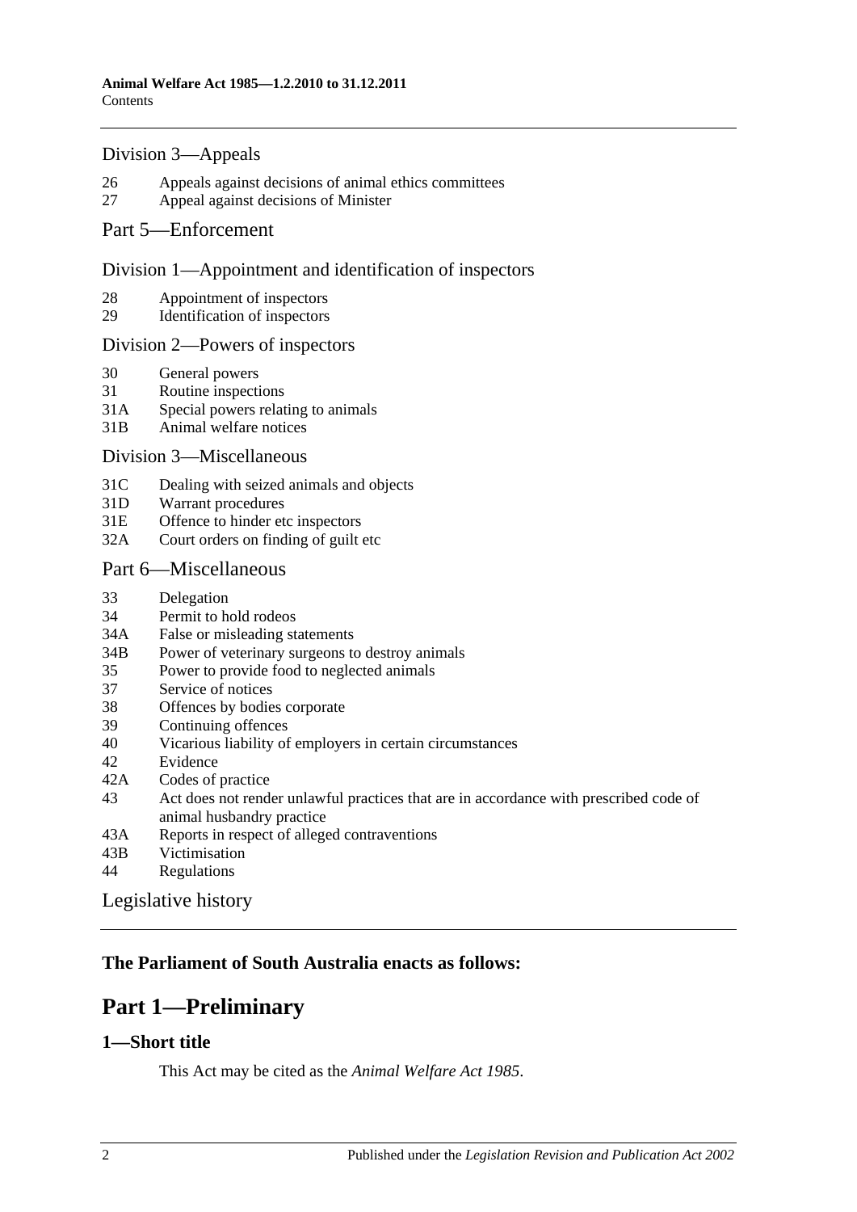## Division 3—Appeals

26 Appeals against decisions of animal ethics committees
27 Appeal against decisions of Minister

## Part 5—Enforcement

### Division 1—Appointment and identification of inspectors

28 Appointment of inspectors
29 Identification of inspectors

### Division 2—Powers of inspectors

30 General powers
31 Routine inspections
31A Special powers relating to animals
31B Animal welfare notices

### Division 3—Miscellaneous

31C Dealing with seized animals and objects
31D Warrant procedures
31E Offence to hinder etc inspectors
32A Court orders on finding of guilt etc

## Part 6—Miscellaneous

33 Delegation
34 Permit to hold rodeos
34A False or misleading statements
34B Power of veterinary surgeons to destroy animals
35 Power to provide food to neglected animals
37 Service of notices
38 Offences by bodies corporate
39 Continuing offences
40 Vicarious liability of employers in certain circumstances
42 Evidence
42A Codes of practice
43 Act does not render unlawful practices that are in accordance with prescribed code of animal husbandry practice
43A Reports in respect of alleged contraventions
43B Victimisation
44 Regulations

Legislative history

**The Parliament of South Australia enacts as follows:**

# Part 1—Preliminary

### 1—Short title

This Act may be cited as the *Animal Welfare Act 1985*.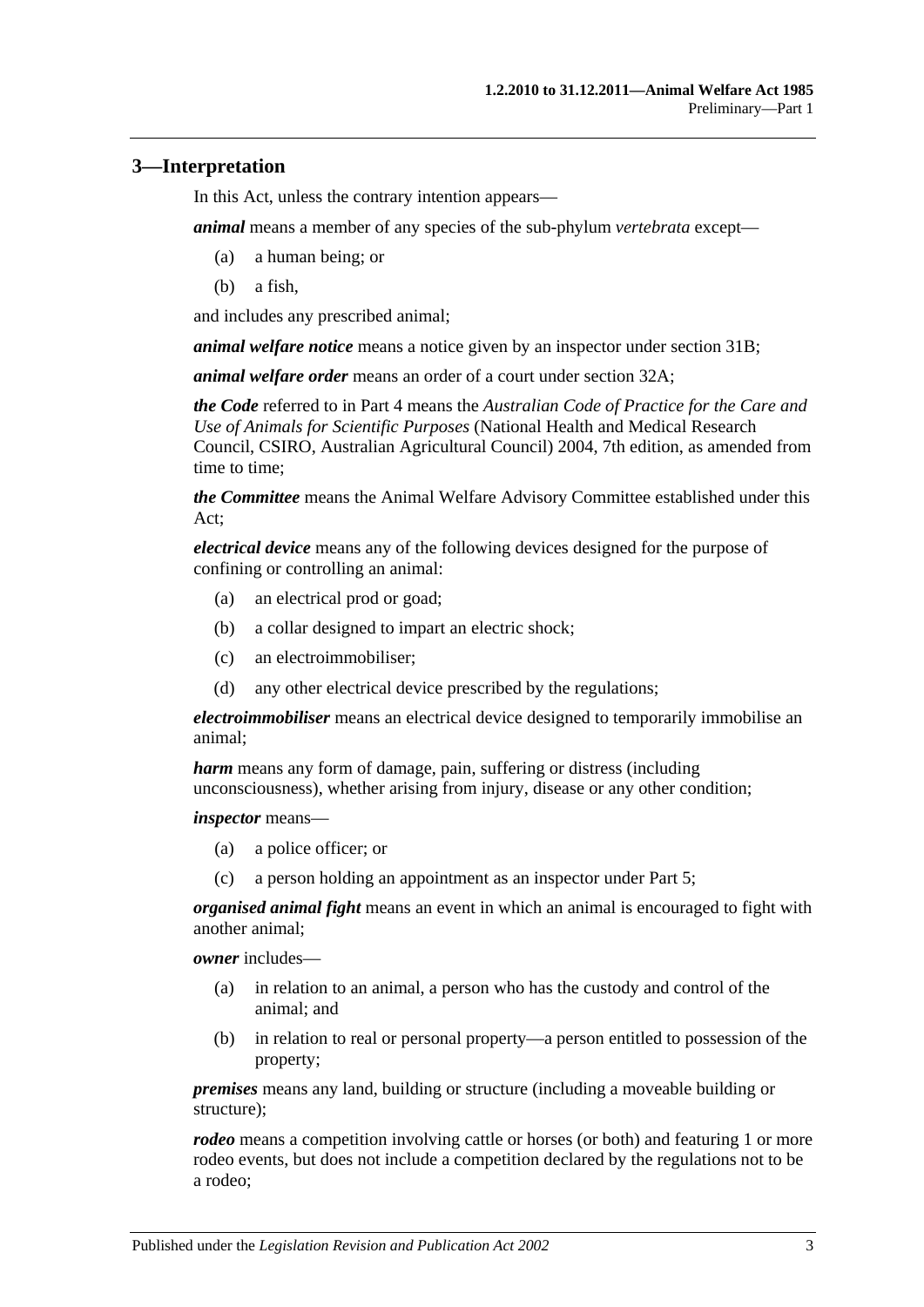## 3—Interpretation

In this Act, unless the contrary intention appears—

***animal*** means a member of any species of the sub-phylum *vertebrata* except—

- (a) a human being; or
- (b) a fish,

and includes any prescribed animal;

***animal welfare notice*** means a notice given by an inspector under section 31B;

***animal welfare order*** means an order of a court under section 32A;

***the Code*** referred to in Part 4 means the *Australian Code of Practice for the Care and Use of Animals for Scientific Purposes* (National Health and Medical Research Council, CSIRO, Australian Agricultural Council) 2004, 7th edition, as amended from time to time;

***the Committee*** means the Animal Welfare Advisory Committee established under this Act;

***electrical device*** means any of the following devices designed for the purpose of confining or controlling an animal:

- (a) an electrical prod or goad;
- (b) a collar designed to impart an electric shock;
- (c) an electroimmobiliser;
- (d) any other electrical device prescribed by the regulations;

***electroimmobiliser*** means an electrical device designed to temporarily immobilise an animal;

***harm*** means any form of damage, pain, suffering or distress (including unconsciousness), whether arising from injury, disease or any other condition;

***inspector*** means—

- (a) a police officer; or
- (c) a person holding an appointment as an inspector under Part 5;

***organised animal fight*** means an event in which an animal is encouraged to fight with another animal;

***owner*** includes—

- (a) in relation to an animal, a person who has the custody and control of the animal; and
- (b) in relation to real or personal property—a person entitled to possession of the property;

***premises*** means any land, building or structure (including a moveable building or structure);

***rodeo*** means a competition involving cattle or horses (or both) and featuring 1 or more rodeo events, but does not include a competition declared by the regulations not to be a rodeo;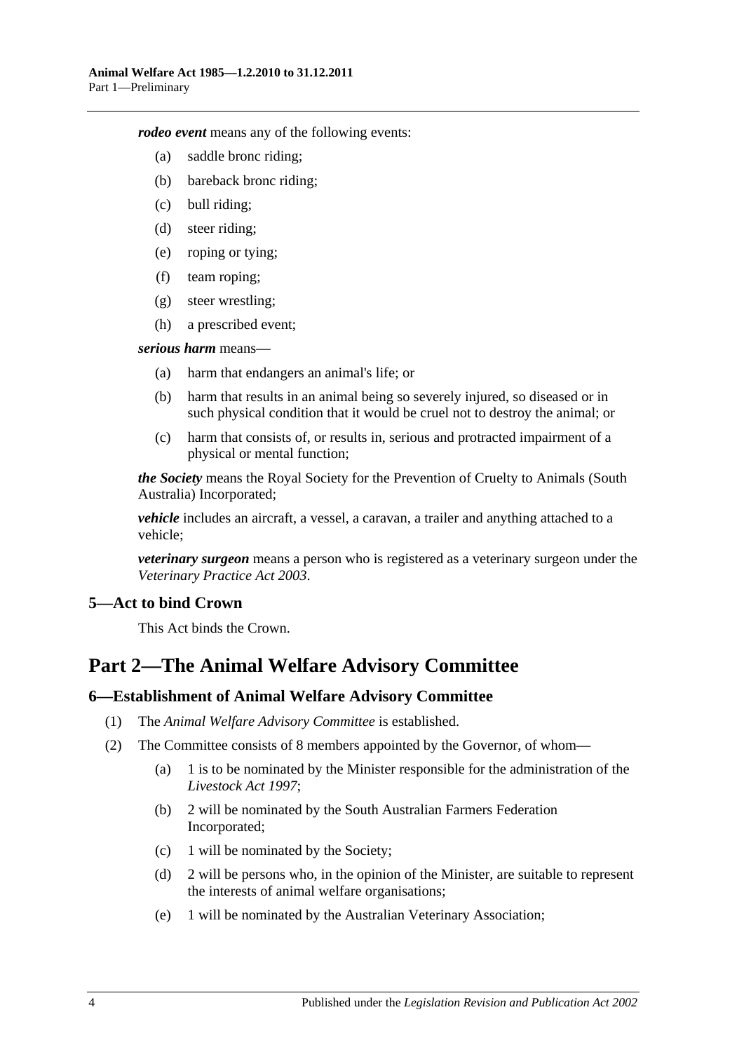***rodeo event*** means any of the following events:

(a) saddle bronc riding;

(b) bareback bronc riding;

(c) bull riding;

(d) steer riding;

(e) roping or tying;

(f) team roping;

(g) steer wrestling;

(h) a prescribed event;

***serious harm*** means—

(a) harm that endangers an animal's life; or

(b) harm that results in an animal being so severely injured, so diseased or in such physical condition that it would be cruel not to destroy the animal; or

(c) harm that consists of, or results in, serious and protracted impairment of a physical or mental function;

***the Society*** means the Royal Society for the Prevention of Cruelty to Animals (South Australia) Incorporated;

***vehicle*** includes an aircraft, a vessel, a caravan, a trailer and anything attached to a vehicle;

***veterinary surgeon*** means a person who is registered as a veterinary surgeon under the *Veterinary Practice Act 2003*.

### 5—Act to bind Crown

This Act binds the Crown.

## Part 2—The Animal Welfare Advisory Committee

### 6—Establishment of Animal Welfare Advisory Committee

(1) The *Animal Welfare Advisory Committee* is established.

(2) The Committee consists of 8 members appointed by the Governor, of whom—

(a) 1 is to be nominated by the Minister responsible for the administration of the *Livestock Act 1997*;

(b) 2 will be nominated by the South Australian Farmers Federation Incorporated;

(c) 1 will be nominated by the Society;

(d) 2 will be persons who, in the opinion of the Minister, are suitable to represent the interests of animal welfare organisations;

(e) 1 will be nominated by the Australian Veterinary Association;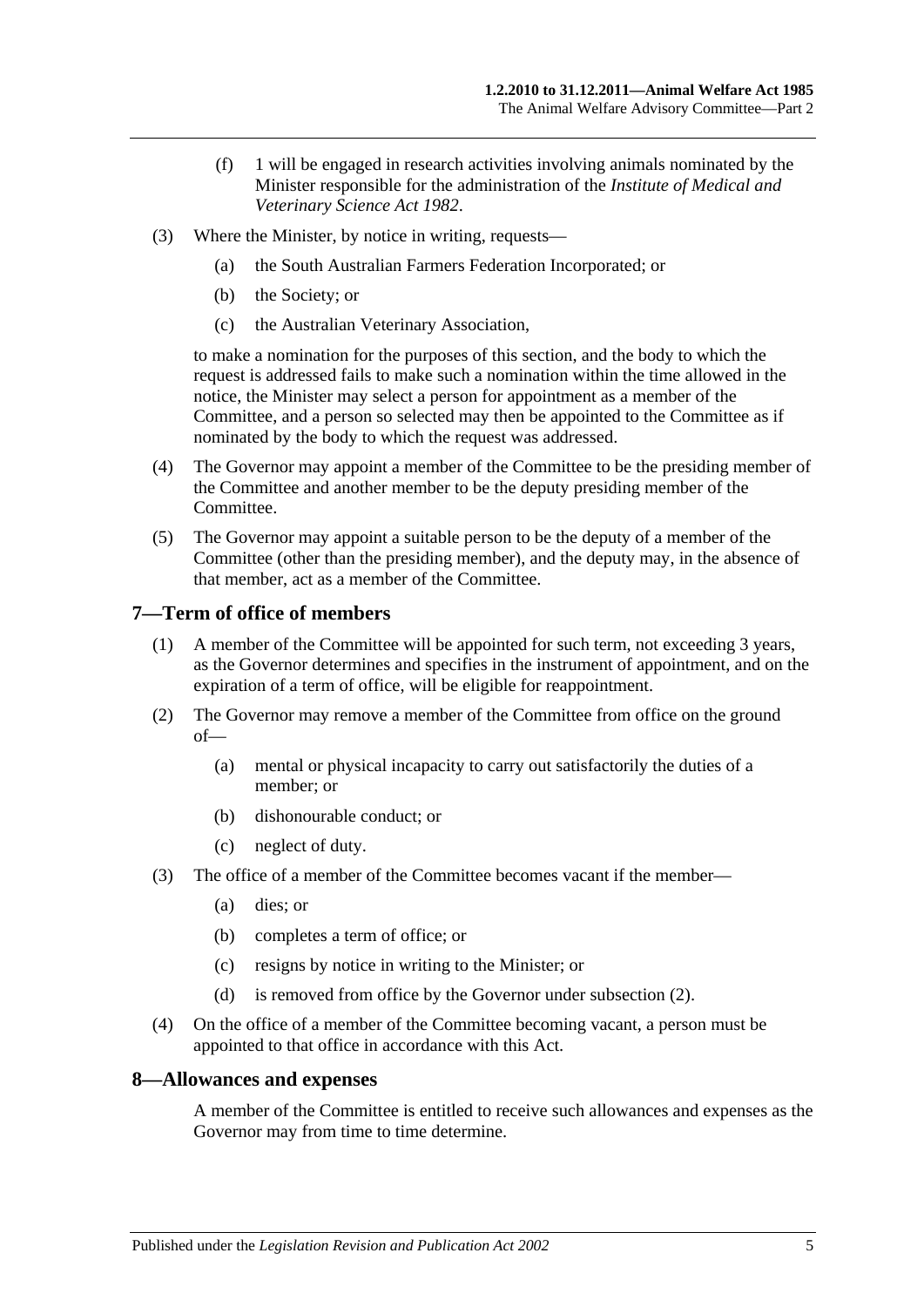(f) 1 will be engaged in research activities involving animals nominated by the Minister responsible for the administration of the *Institute of Medical and Veterinary Science Act 1982*.

(3) Where the Minister, by notice in writing, requests—

(a) the South Australian Farmers Federation Incorporated; or

(b) the Society; or

(c) the Australian Veterinary Association,

to make a nomination for the purposes of this section, and the body to which the request is addressed fails to make such a nomination within the time allowed in the notice, the Minister may select a person for appointment as a member of the Committee, and a person so selected may then be appointed to the Committee as if nominated by the body to which the request was addressed.

(4) The Governor may appoint a member of the Committee to be the presiding member of the Committee and another member to be the deputy presiding member of the Committee.

(5) The Governor may appoint a suitable person to be the deputy of a member of the Committee (other than the presiding member), and the deputy may, in the absence of that member, act as a member of the Committee.

## 7—Term of office of members

(1) A member of the Committee will be appointed for such term, not exceeding 3 years, as the Governor determines and specifies in the instrument of appointment, and on the expiration of a term of office, will be eligible for reappointment.

(2) The Governor may remove a member of the Committee from office on the ground of—

(a) mental or physical incapacity to carry out satisfactorily the duties of a member; or

(b) dishonourable conduct; or

(c) neglect of duty.

(3) The office of a member of the Committee becomes vacant if the member—

(a) dies; or

(b) completes a term of office; or

(c) resigns by notice in writing to the Minister; or

(d) is removed from office by the Governor under subsection (2).

(4) On the office of a member of the Committee becoming vacant, a person must be appointed to that office in accordance with this Act.

## 8—Allowances and expenses

A member of the Committee is entitled to receive such allowances and expenses as the Governor may from time to time determine.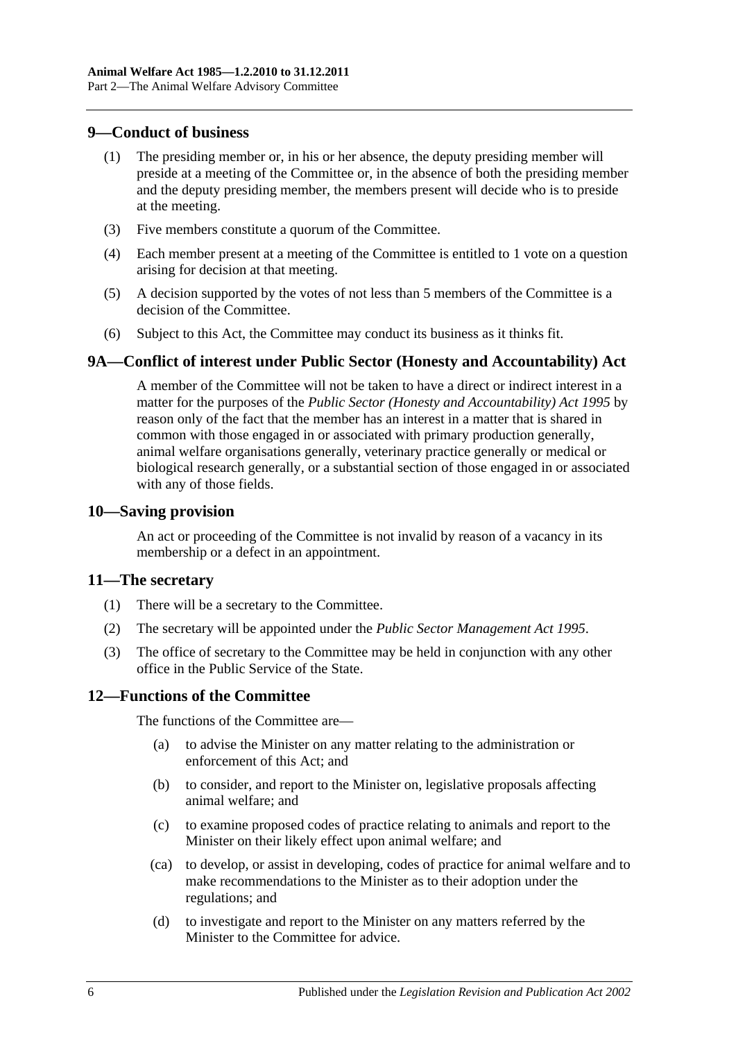## 9—Conduct of business

(1) The presiding member or, in his or her absence, the deputy presiding member will preside at a meeting of the Committee or, in the absence of both the presiding member and the deputy presiding member, the members present will decide who is to preside at the meeting.

(3) Five members constitute a quorum of the Committee.

(4) Each member present at a meeting of the Committee is entitled to 1 vote on a question arising for decision at that meeting.

(5) A decision supported by the votes of not less than 5 members of the Committee is a decision of the Committee.

(6) Subject to this Act, the Committee may conduct its business as it thinks fit.

## 9A—Conflict of interest under Public Sector (Honesty and Accountability) Act

A member of the Committee will not be taken to have a direct or indirect interest in a matter for the purposes of the *Public Sector (Honesty and Accountability) Act 1995* by reason only of the fact that the member has an interest in a matter that is shared in common with those engaged in or associated with primary production generally, animal welfare organisations generally, veterinary practice generally or medical or biological research generally, or a substantial section of those engaged in or associated with any of those fields.

## 10—Saving provision

An act or proceeding of the Committee is not invalid by reason of a vacancy in its membership or a defect in an appointment.

## 11—The secretary

(1) There will be a secretary to the Committee.

(2) The secretary will be appointed under the *Public Sector Management Act 1995*.

(3) The office of secretary to the Committee may be held in conjunction with any other office in the Public Service of the State.

## 12—Functions of the Committee

The functions of the Committee are—

(a) to advise the Minister on any matter relating to the administration or enforcement of this Act; and

(b) to consider, and report to the Minister on, legislative proposals affecting animal welfare; and

(c) to examine proposed codes of practice relating to animals and report to the Minister on their likely effect upon animal welfare; and

(ca) to develop, or assist in developing, codes of practice for animal welfare and to make recommendations to the Minister as to their adoption under the regulations; and

(d) to investigate and report to the Minister on any matters referred by the Minister to the Committee for advice.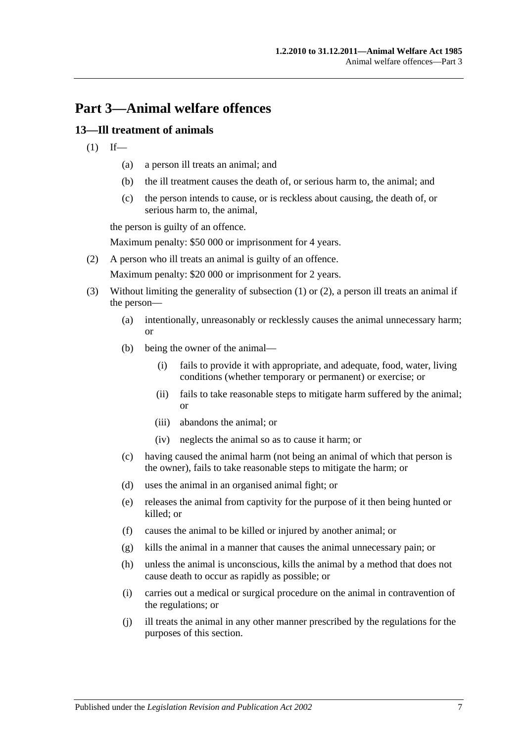# Part 3—Animal welfare offences

## 13—Ill treatment of animals

(1) If—

  (a) a person ill treats an animal; and

  (b) the ill treatment causes the death of, or serious harm to, the animal; and

  (c) the person intends to cause, or is reckless about causing, the death of, or serious harm to, the animal,

the person is guilty of an offence.

Maximum penalty: $50 000 or imprisonment for 4 years.

(2) A person who ill treats an animal is guilty of an offence.

Maximum penalty: $20 000 or imprisonment for 2 years.

(3) Without limiting the generality of subsection (1) or (2), a person ill treats an animal if the person—

  (a) intentionally, unreasonably or recklessly causes the animal unnecessary harm; or

  (b) being the owner of the animal—

    (i) fails to provide it with appropriate, and adequate, food, water, living conditions (whether temporary or permanent) or exercise; or

    (ii) fails to take reasonable steps to mitigate harm suffered by the animal; or

    (iii) abandons the animal; or

    (iv) neglects the animal so as to cause it harm; or

  (c) having caused the animal harm (not being an animal of which that person is the owner), fails to take reasonable steps to mitigate the harm; or

  (d) uses the animal in an organised animal fight; or

  (e) releases the animal from captivity for the purpose of it then being hunted or killed; or

  (f) causes the animal to be killed or injured by another animal; or

  (g) kills the animal in a manner that causes the animal unnecessary pain; or

  (h) unless the animal is unconscious, kills the animal by a method that does not cause death to occur as rapidly as possible; or

  (i) carries out a medical or surgical procedure on the animal in contravention of the regulations; or

  (j) ill treats the animal in any other manner prescribed by the regulations for the purposes of this section.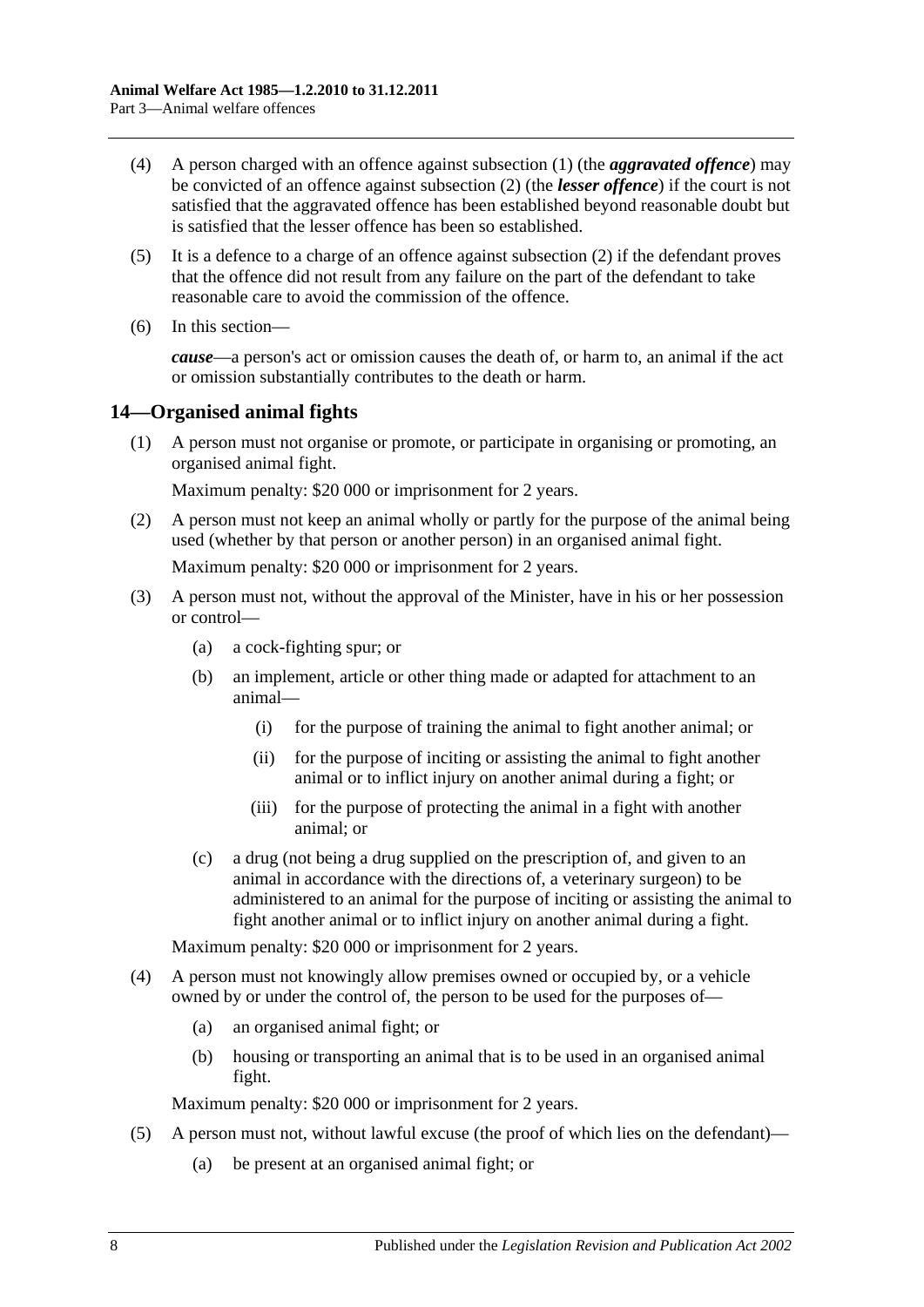(4) A person charged with an offence against subsection (1) (the ***aggravated offence***) may be convicted of an offence against subsection (2) (the ***lesser offence***) if the court is not satisfied that the aggravated offence has been established beyond reasonable doubt but is satisfied that the lesser offence has been so established.

(5) It is a defence to a charge of an offence against subsection (2) if the defendant proves that the offence did not result from any failure on the part of the defendant to take reasonable care to avoid the commission of the offence.

(6) In this section—

***cause***—a person's act or omission causes the death of, or harm to, an animal if the act or omission substantially contributes to the death or harm.

## 14—Organised animal fights

(1) A person must not organise or promote, or participate in organising or promoting, an organised animal fight.

Maximum penalty: $20 000 or imprisonment for 2 years.

(2) A person must not keep an animal wholly or partly for the purpose of the animal being used (whether by that person or another person) in an organised animal fight.

Maximum penalty: $20 000 or imprisonment for 2 years.

(3) A person must not, without the approval of the Minister, have in his or her possession or control—

(a) a cock-fighting spur; or

(b) an implement, article or other thing made or adapted for attachment to an animal—

(i) for the purpose of training the animal to fight another animal; or

(ii) for the purpose of inciting or assisting the animal to fight another animal or to inflict injury on another animal during a fight; or

(iii) for the purpose of protecting the animal in a fight with another animal; or

(c) a drug (not being a drug supplied on the prescription of, and given to an animal in accordance with the directions of, a veterinary surgeon) to be administered to an animal for the purpose of inciting or assisting the animal to fight another animal or to inflict injury on another animal during a fight.

Maximum penalty: $20 000 or imprisonment for 2 years.

(4) A person must not knowingly allow premises owned or occupied by, or a vehicle owned by or under the control of, the person to be used for the purposes of—

(a) an organised animal fight; or

(b) housing or transporting an animal that is to be used in an organised animal fight.

Maximum penalty: $20 000 or imprisonment for 2 years.

(5) A person must not, without lawful excuse (the proof of which lies on the defendant)—

(a) be present at an organised animal fight; or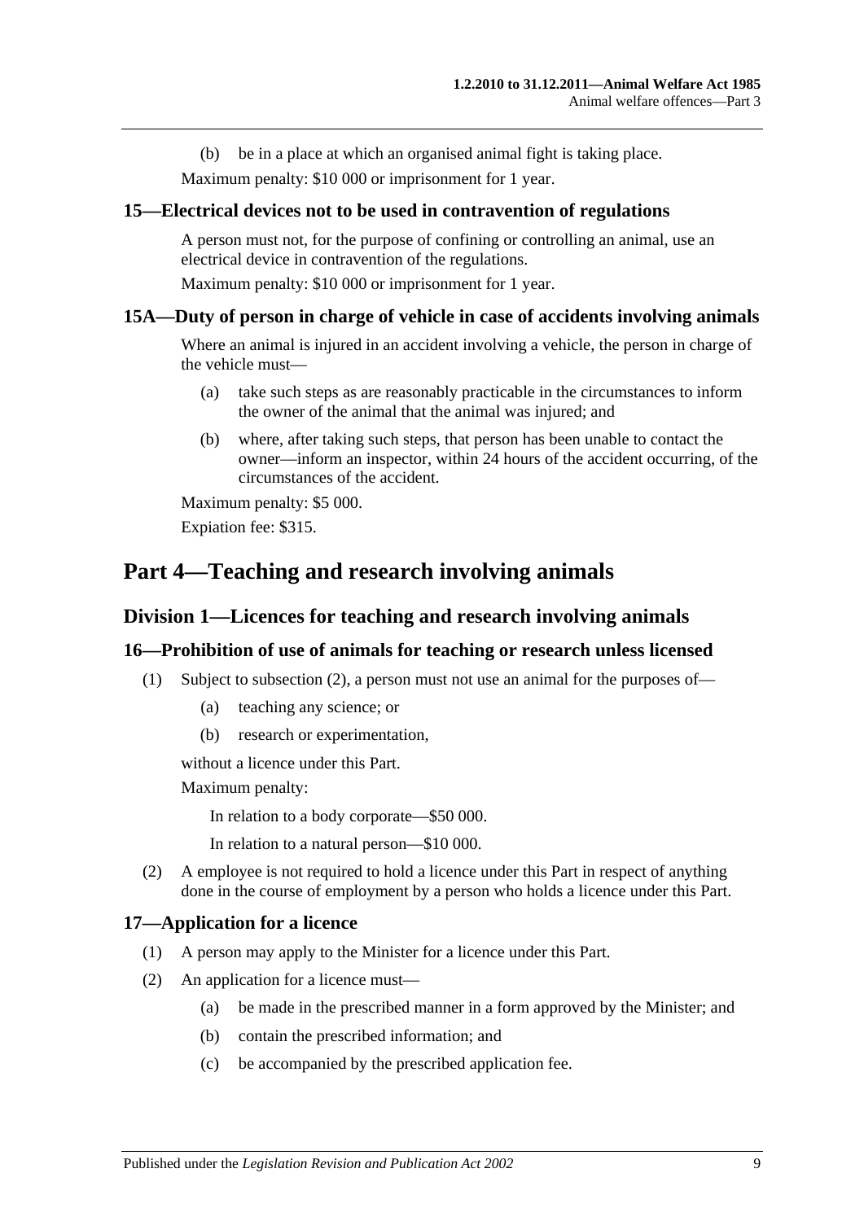(b) be in a place at which an organised animal fight is taking place.

Maximum penalty: $10 000 or imprisonment for 1 year.

### 15—Electrical devices not to be used in contravention of regulations

A person must not, for the purpose of confining or controlling an animal, use an electrical device in contravention of the regulations.

Maximum penalty: $10 000 or imprisonment for 1 year.

### 15A—Duty of person in charge of vehicle in case of accidents involving animals

Where an animal is injured in an accident involving a vehicle, the person in charge of the vehicle must—

(a) take such steps as are reasonably practicable in the circumstances to inform the owner of the animal that the animal was injured; and

(b) where, after taking such steps, that person has been unable to contact the owner—inform an inspector, within 24 hours of the accident occurring, of the circumstances of the accident.

Maximum penalty: $5 000.

Expiation fee: $315.

# Part 4—Teaching and research involving animals

## Division 1—Licences for teaching and research involving animals

### 16—Prohibition of use of animals for teaching or research unless licensed

(1) Subject to subsection (2), a person must not use an animal for the purposes of—

(a) teaching any science; or

(b) research or experimentation,

without a licence under this Part.

Maximum penalty:

In relation to a body corporate—$50 000.

In relation to a natural person—$10 000.

(2) A employee is not required to hold a licence under this Part in respect of anything done in the course of employment by a person who holds a licence under this Part.

### 17—Application for a licence

(1) A person may apply to the Minister for a licence under this Part.

(2) An application for a licence must—

(a) be made in the prescribed manner in a form approved by the Minister; and

(b) contain the prescribed information; and

(c) be accompanied by the prescribed application fee.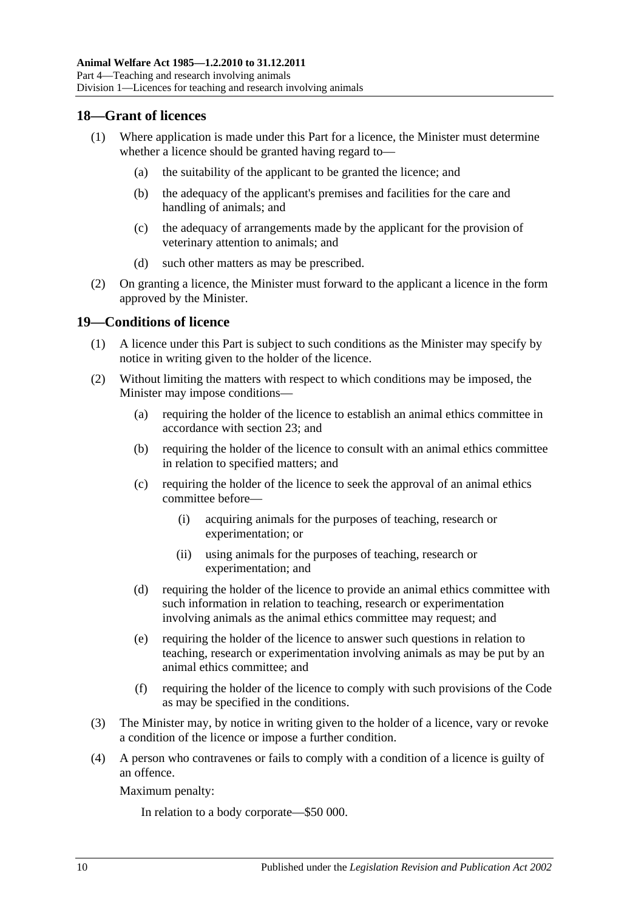## 18—Grant of licences

(1) Where application is made under this Part for a licence, the Minister must determine whether a licence should be granted having regard to—

(a) the suitability of the applicant to be granted the licence; and

(b) the adequacy of the applicant's premises and facilities for the care and handling of animals; and

(c) the adequacy of arrangements made by the applicant for the provision of veterinary attention to animals; and

(d) such other matters as may be prescribed.

(2) On granting a licence, the Minister must forward to the applicant a licence in the form approved by the Minister.

## 19—Conditions of licence

(1) A licence under this Part is subject to such conditions as the Minister may specify by notice in writing given to the holder of the licence.

(2) Without limiting the matters with respect to which conditions may be imposed, the Minister may impose conditions—

(a) requiring the holder of the licence to establish an animal ethics committee in accordance with section 23; and

(b) requiring the holder of the licence to consult with an animal ethics committee in relation to specified matters; and

(c) requiring the holder of the licence to seek the approval of an animal ethics committee before—

(i) acquiring animals for the purposes of teaching, research or experimentation; or

(ii) using animals for the purposes of teaching, research or experimentation; and

(d) requiring the holder of the licence to provide an animal ethics committee with such information in relation to teaching, research or experimentation involving animals as the animal ethics committee may request; and

(e) requiring the holder of the licence to answer such questions in relation to teaching, research or experimentation involving animals as may be put by an animal ethics committee; and

(f) requiring the holder of the licence to comply with such provisions of the Code as may be specified in the conditions.

(3) The Minister may, by notice in writing given to the holder of a licence, vary or revoke a condition of the licence or impose a further condition.

(4) A person who contravenes or fails to comply with a condition of a licence is guilty of an offence.

Maximum penalty:

In relation to a body corporate—$50 000.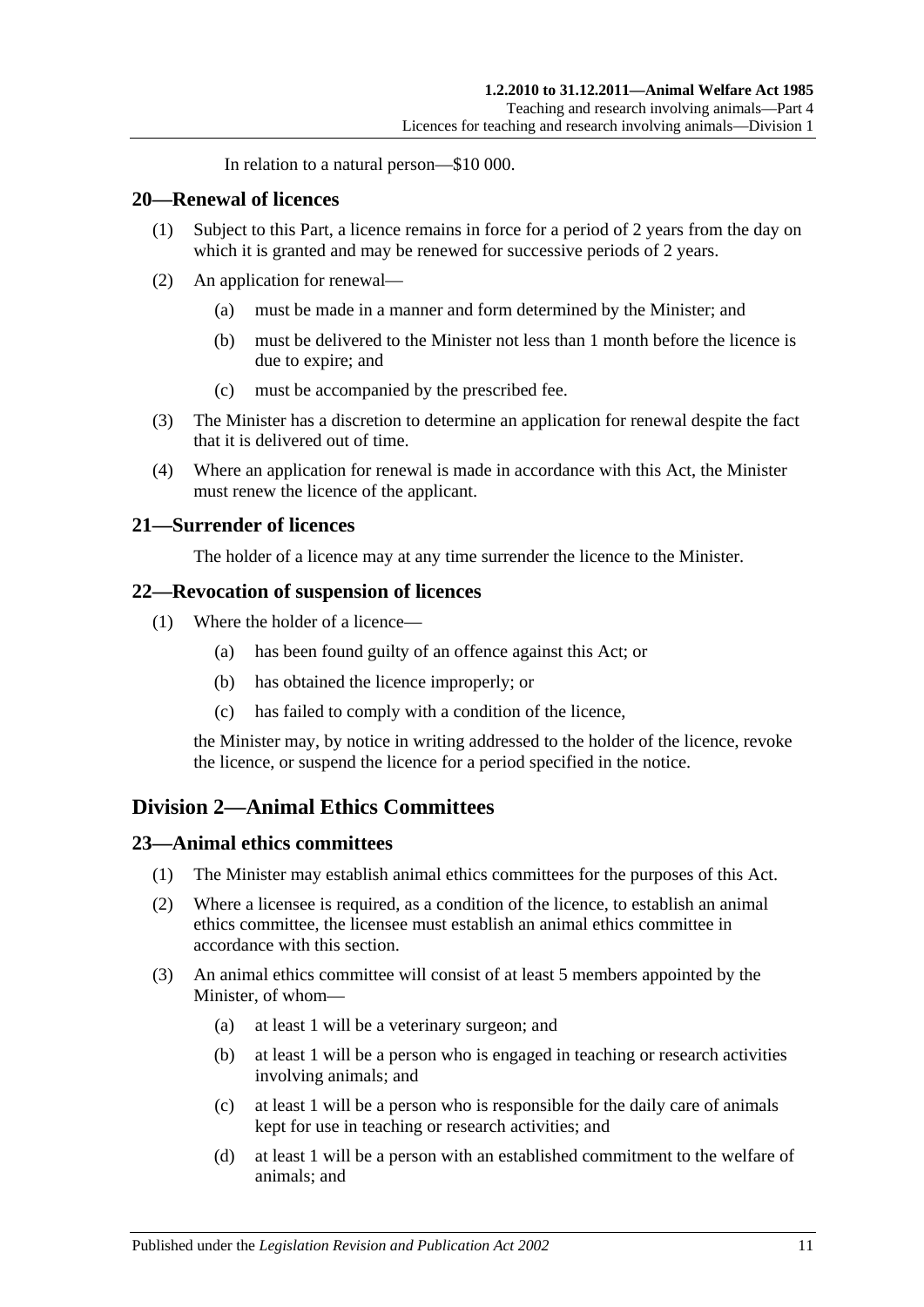In relation to a natural person—$10 000.

## 20—Renewal of licences

(1) Subject to this Part, a licence remains in force for a period of 2 years from the day on which it is granted and may be renewed for successive periods of 2 years.

(2) An application for renewal—

(a) must be made in a manner and form determined by the Minister; and

(b) must be delivered to the Minister not less than 1 month before the licence is due to expire; and

(c) must be accompanied by the prescribed fee.

(3) The Minister has a discretion to determine an application for renewal despite the fact that it is delivered out of time.

(4) Where an application for renewal is made in accordance with this Act, the Minister must renew the licence of the applicant.

## 21—Surrender of licences

The holder of a licence may at any time surrender the licence to the Minister.

## 22—Revocation of suspension of licences

(1) Where the holder of a licence—

(a) has been found guilty of an offence against this Act; or

(b) has obtained the licence improperly; or

(c) has failed to comply with a condition of the licence,

the Minister may, by notice in writing addressed to the holder of the licence, revoke the licence, or suspend the licence for a period specified in the notice.

# Division 2—Animal Ethics Committees

## 23—Animal ethics committees

(1) The Minister may establish animal ethics committees for the purposes of this Act.

(2) Where a licensee is required, as a condition of the licence, to establish an animal ethics committee, the licensee must establish an animal ethics committee in accordance with this section.

(3) An animal ethics committee will consist of at least 5 members appointed by the Minister, of whom—

(a) at least 1 will be a veterinary surgeon; and

(b) at least 1 will be a person who is engaged in teaching or research activities involving animals; and

(c) at least 1 will be a person who is responsible for the daily care of animals kept for use in teaching or research activities; and

(d) at least 1 will be a person with an established commitment to the welfare of animals; and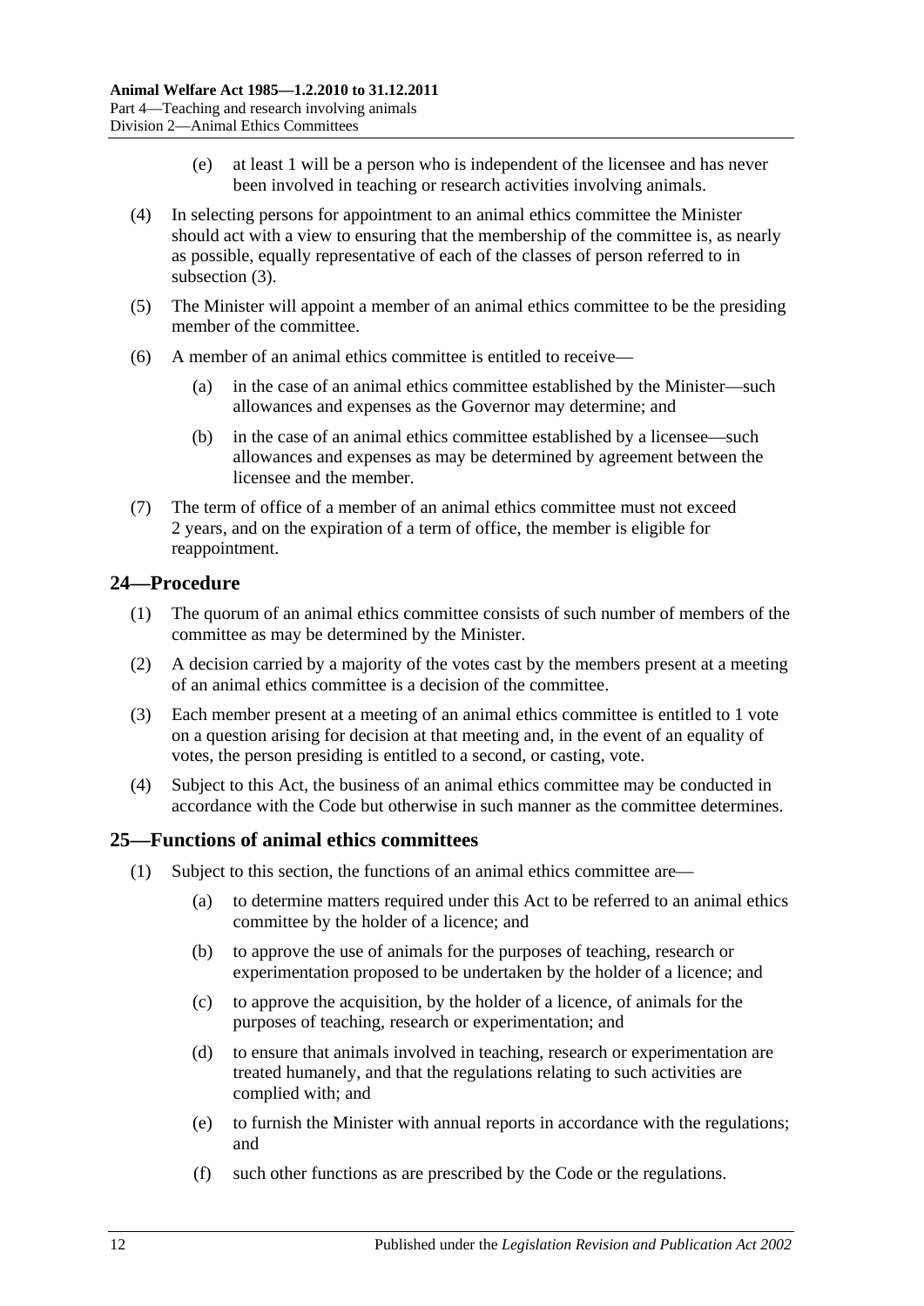(e) at least 1 will be a person who is independent of the licensee and has never been involved in teaching or research activities involving animals.

(4) In selecting persons for appointment to an animal ethics committee the Minister should act with a view to ensuring that the membership of the committee is, as nearly as possible, equally representative of each of the classes of person referred to in subsection (3).

(5) The Minister will appoint a member of an animal ethics committee to be the presiding member of the committee.

(6) A member of an animal ethics committee is entitled to receive—

(a) in the case of an animal ethics committee established by the Minister—such allowances and expenses as the Governor may determine; and

(b) in the case of an animal ethics committee established by a licensee—such allowances and expenses as may be determined by agreement between the licensee and the member.

(7) The term of office of a member of an animal ethics committee must not exceed 2 years, and on the expiration of a term of office, the member is eligible for reappointment.

## 24—Procedure

(1) The quorum of an animal ethics committee consists of such number of members of the committee as may be determined by the Minister.

(2) A decision carried by a majority of the votes cast by the members present at a meeting of an animal ethics committee is a decision of the committee.

(3) Each member present at a meeting of an animal ethics committee is entitled to 1 vote on a question arising for decision at that meeting and, in the event of an equality of votes, the person presiding is entitled to a second, or casting, vote.

(4) Subject to this Act, the business of an animal ethics committee may be conducted in accordance with the Code but otherwise in such manner as the committee determines.

## 25—Functions of animal ethics committees

(1) Subject to this section, the functions of an animal ethics committee are—

(a) to determine matters required under this Act to be referred to an animal ethics committee by the holder of a licence; and

(b) to approve the use of animals for the purposes of teaching, research or experimentation proposed to be undertaken by the holder of a licence; and

(c) to approve the acquisition, by the holder of a licence, of animals for the purposes of teaching, research or experimentation; and

(d) to ensure that animals involved in teaching, research or experimentation are treated humanely, and that the regulations relating to such activities are complied with; and

(e) to furnish the Minister with annual reports in accordance with the regulations; and

(f) such other functions as are prescribed by the Code or the regulations.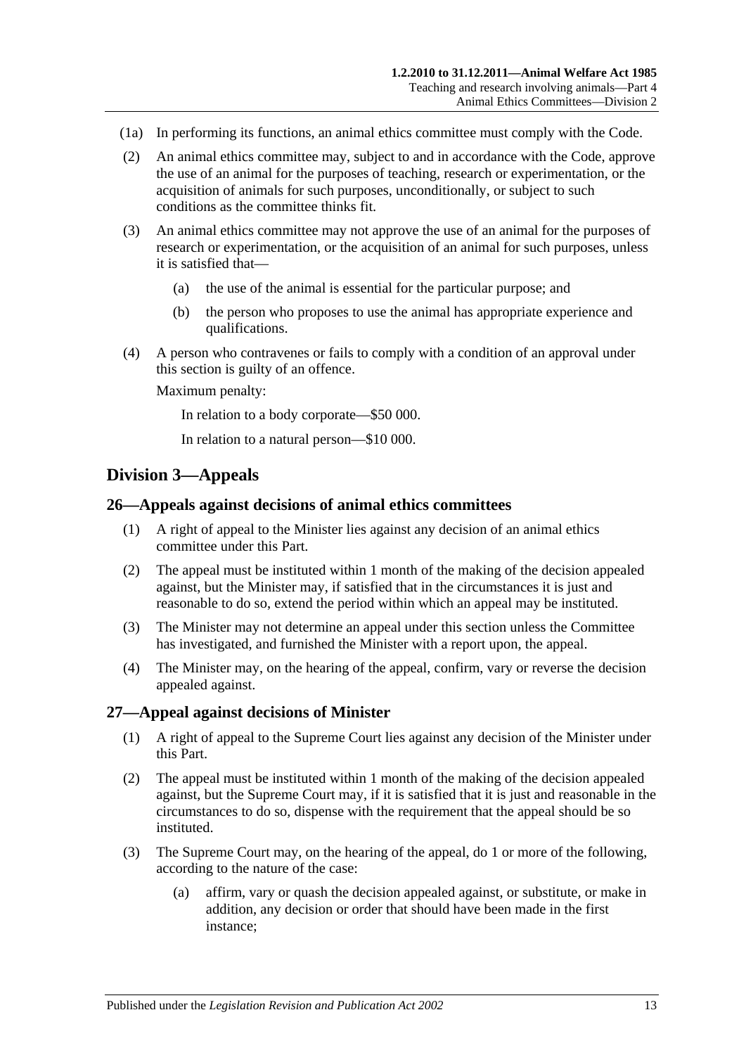(1a) In performing its functions, an animal ethics committee must comply with the Code.

(2) An animal ethics committee may, subject to and in accordance with the Code, approve the use of an animal for the purposes of teaching, research or experimentation, or the acquisition of animals for such purposes, unconditionally, or subject to such conditions as the committee thinks fit.

(3) An animal ethics committee may not approve the use of an animal for the purposes of research or experimentation, or the acquisition of an animal for such purposes, unless it is satisfied that—

(a) the use of the animal is essential for the particular purpose; and

(b) the person who proposes to use the animal has appropriate experience and qualifications.

(4) A person who contravenes or fails to comply with a condition of an approval under this section is guilty of an offence.

Maximum penalty:

In relation to a body corporate—$50 000.

In relation to a natural person—$10 000.

## Division 3—Appeals

### 26—Appeals against decisions of animal ethics committees

(1) A right of appeal to the Minister lies against any decision of an animal ethics committee under this Part.

(2) The appeal must be instituted within 1 month of the making of the decision appealed against, but the Minister may, if satisfied that in the circumstances it is just and reasonable to do so, extend the period within which an appeal may be instituted.

(3) The Minister may not determine an appeal under this section unless the Committee has investigated, and furnished the Minister with a report upon, the appeal.

(4) The Minister may, on the hearing of the appeal, confirm, vary or reverse the decision appealed against.

### 27—Appeal against decisions of Minister

(1) A right of appeal to the Supreme Court lies against any decision of the Minister under this Part.

(2) The appeal must be instituted within 1 month of the making of the decision appealed against, but the Supreme Court may, if it is satisfied that it is just and reasonable in the circumstances to do so, dispense with the requirement that the appeal should be so instituted.

(3) The Supreme Court may, on the hearing of the appeal, do 1 or more of the following, according to the nature of the case:

(a) affirm, vary or quash the decision appealed against, or substitute, or make in addition, any decision or order that should have been made in the first instance;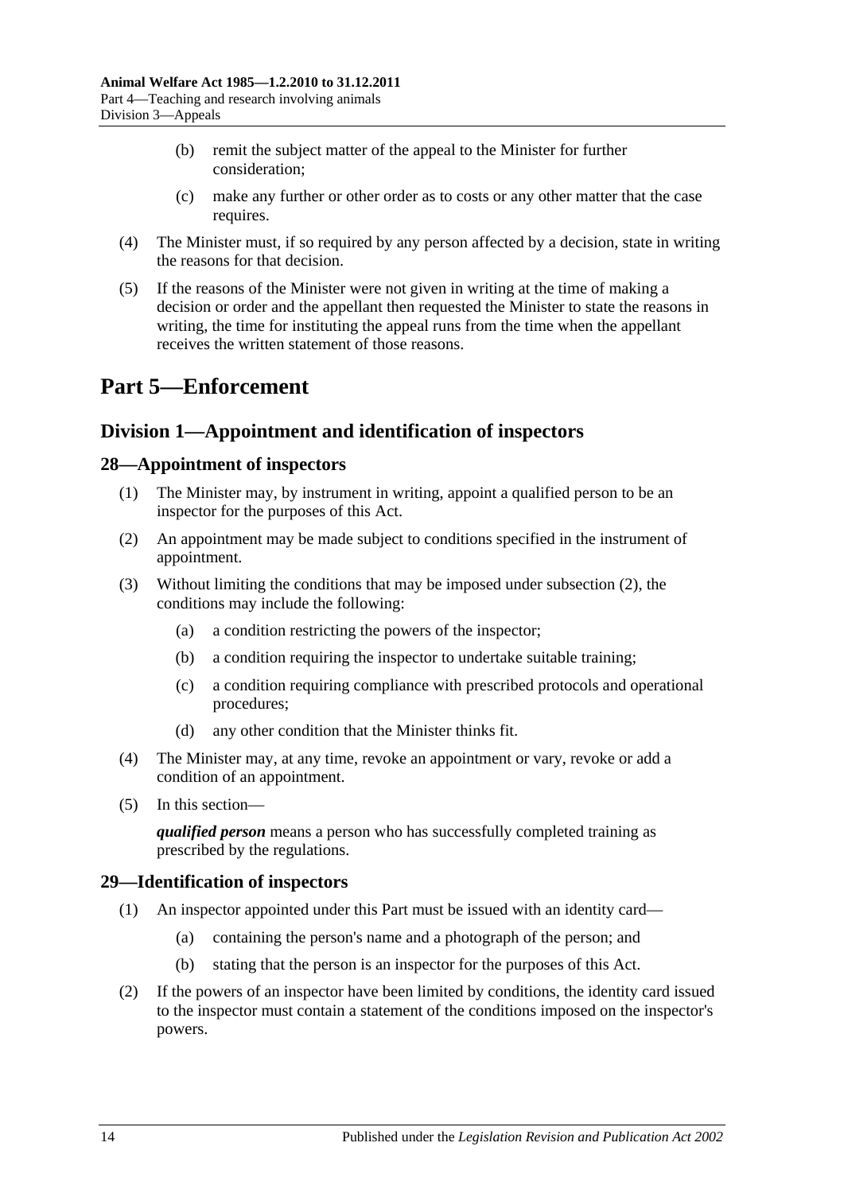(b) remit the subject matter of the appeal to the Minister for further consideration;

(c) make any further or other order as to costs or any other matter that the case requires.

(4) The Minister must, if so required by any person affected by a decision, state in writing the reasons for that decision.

(5) If the reasons of the Minister were not given in writing at the time of making a decision or order and the appellant then requested the Minister to state the reasons in writing, the time for instituting the appeal runs from the time when the appellant receives the written statement of those reasons.

# Part 5—Enforcement

## Division 1—Appointment and identification of inspectors

### 28—Appointment of inspectors

(1) The Minister may, by instrument in writing, appoint a qualified person to be an inspector for the purposes of this Act.

(2) An appointment may be made subject to conditions specified in the instrument of appointment.

(3) Without limiting the conditions that may be imposed under subsection (2), the conditions may include the following:

(a) a condition restricting the powers of the inspector;

(b) a condition requiring the inspector to undertake suitable training;

(c) a condition requiring compliance with prescribed protocols and operational procedures;

(d) any other condition that the Minister thinks fit.

(4) The Minister may, at any time, revoke an appointment or vary, revoke or add a condition of an appointment.

(5) In this section—

***qualified person*** means a person who has successfully completed training as prescribed by the regulations.

### 29—Identification of inspectors

(1) An inspector appointed under this Part must be issued with an identity card—

(a) containing the person's name and a photograph of the person; and

(b) stating that the person is an inspector for the purposes of this Act.

(2) If the powers of an inspector have been limited by conditions, the identity card issued to the inspector must contain a statement of the conditions imposed on the inspector's powers.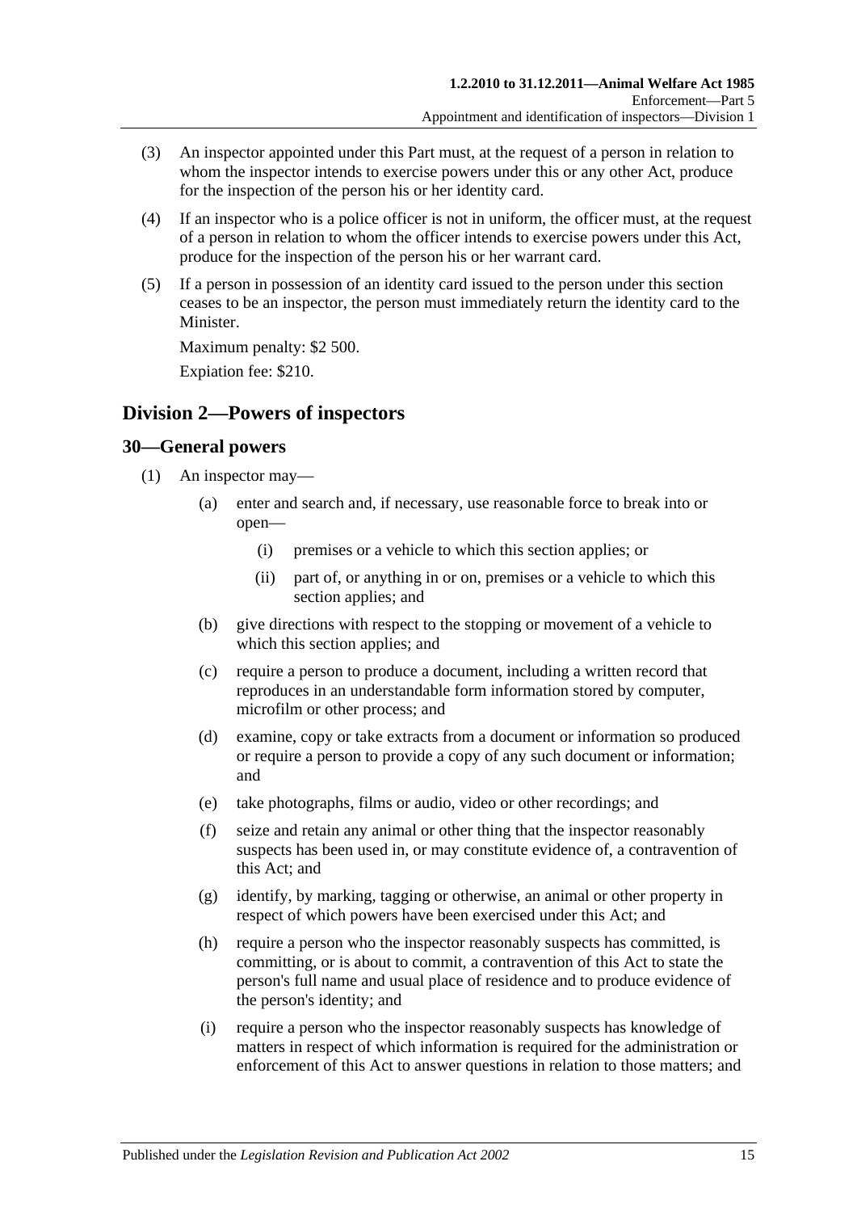(3) An inspector appointed under this Part must, at the request of a person in relation to whom the inspector intends to exercise powers under this or any other Act, produce for the inspection of the person his or her identity card.

(4) If an inspector who is a police officer is not in uniform, the officer must, at the request of a person in relation to whom the officer intends to exercise powers under this Act, produce for the inspection of the person his or her warrant card.

(5) If a person in possession of an identity card issued to the person under this section ceases to be an inspector, the person must immediately return the identity card to the Minister.

Maximum penalty: $2 500.

Expiation fee: $210.

## Division 2—Powers of inspectors

### 30—General powers

(1) An inspector may—

(a) enter and search and, if necessary, use reasonable force to break into or open—

(i) premises or a vehicle to which this section applies; or

(ii) part of, or anything in or on, premises or a vehicle to which this section applies; and

(b) give directions with respect to the stopping or movement of a vehicle to which this section applies; and

(c) require a person to produce a document, including a written record that reproduces in an understandable form information stored by computer, microfilm or other process; and

(d) examine, copy or take extracts from a document or information so produced or require a person to provide a copy of any such document or information; and

(e) take photographs, films or audio, video or other recordings; and

(f) seize and retain any animal or other thing that the inspector reasonably suspects has been used in, or may constitute evidence of, a contravention of this Act; and

(g) identify, by marking, tagging or otherwise, an animal or other property in respect of which powers have been exercised under this Act; and

(h) require a person who the inspector reasonably suspects has committed, is committing, or is about to commit, a contravention of this Act to state the person's full name and usual place of residence and to produce evidence of the person's identity; and

(i) require a person who the inspector reasonably suspects has knowledge of matters in respect of which information is required for the administration or enforcement of this Act to answer questions in relation to those matters; and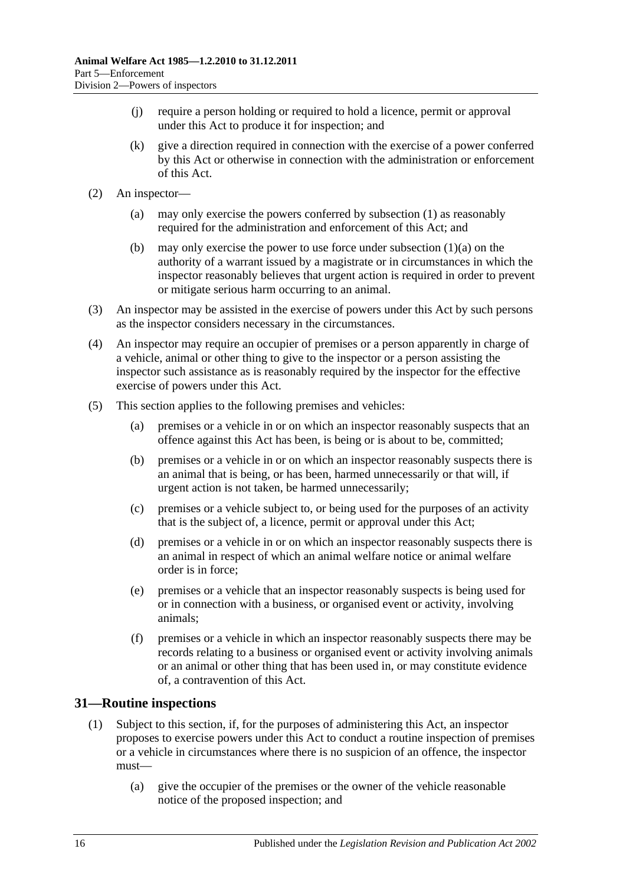(j) require a person holding or required to hold a licence, permit or approval under this Act to produce it for inspection; and

(k) give a direction required in connection with the exercise of a power conferred by this Act or otherwise in connection with the administration or enforcement of this Act.

(2) An inspector—

(a) may only exercise the powers conferred by subsection (1) as reasonably required for the administration and enforcement of this Act; and

(b) may only exercise the power to use force under subsection (1)(a) on the authority of a warrant issued by a magistrate or in circumstances in which the inspector reasonably believes that urgent action is required in order to prevent or mitigate serious harm occurring to an animal.

(3) An inspector may be assisted in the exercise of powers under this Act by such persons as the inspector considers necessary in the circumstances.

(4) An inspector may require an occupier of premises or a person apparently in charge of a vehicle, animal or other thing to give to the inspector or a person assisting the inspector such assistance as is reasonably required by the inspector for the effective exercise of powers under this Act.

(5) This section applies to the following premises and vehicles:

(a) premises or a vehicle in or on which an inspector reasonably suspects that an offence against this Act has been, is being or is about to be, committed;

(b) premises or a vehicle in or on which an inspector reasonably suspects there is an animal that is being, or has been, harmed unnecessarily or that will, if urgent action is not taken, be harmed unnecessarily;

(c) premises or a vehicle subject to, or being used for the purposes of an activity that is the subject of, a licence, permit or approval under this Act;

(d) premises or a vehicle in or on which an inspector reasonably suspects there is an animal in respect of which an animal welfare notice or animal welfare order is in force;

(e) premises or a vehicle that an inspector reasonably suspects is being used for or in connection with a business, or organised event or activity, involving animals;

(f) premises or a vehicle in which an inspector reasonably suspects there may be records relating to a business or organised event or activity involving animals or an animal or other thing that has been used in, or may constitute evidence of, a contravention of this Act.

## 31—Routine inspections

(1) Subject to this section, if, for the purposes of administering this Act, an inspector proposes to exercise powers under this Act to conduct a routine inspection of premises or a vehicle in circumstances where there is no suspicion of an offence, the inspector must—

(a) give the occupier of the premises or the owner of the vehicle reasonable notice of the proposed inspection; and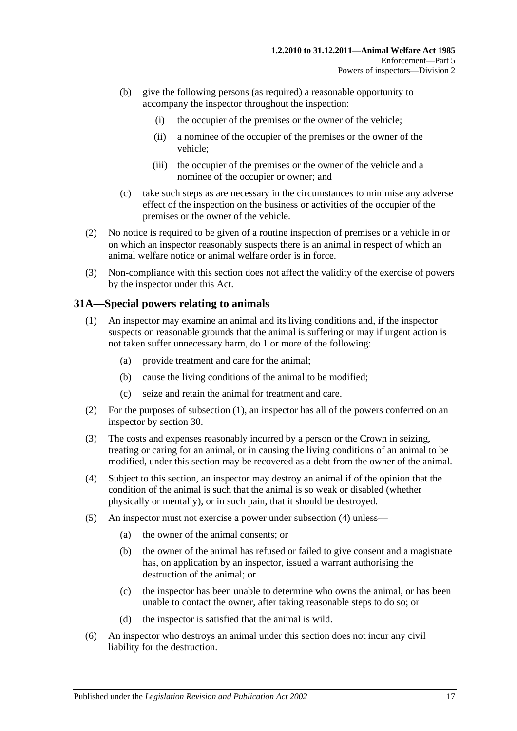(b) give the following persons (as required) a reasonable opportunity to accompany the inspector throughout the inspection:

(i) the occupier of the premises or the owner of the vehicle;

(ii) a nominee of the occupier of the premises or the owner of the vehicle;

(iii) the occupier of the premises or the owner of the vehicle and a nominee of the occupier or owner; and

(c) take such steps as are necessary in the circumstances to minimise any adverse effect of the inspection on the business or activities of the occupier of the premises or the owner of the vehicle.

(2) No notice is required to be given of a routine inspection of premises or a vehicle in or on which an inspector reasonably suspects there is an animal in respect of which an animal welfare notice or animal welfare order is in force.

(3) Non-compliance with this section does not affect the validity of the exercise of powers by the inspector under this Act.

## 31A—Special powers relating to animals

(1) An inspector may examine an animal and its living conditions and, if the inspector suspects on reasonable grounds that the animal is suffering or may if urgent action is not taken suffer unnecessary harm, do 1 or more of the following:

(a) provide treatment and care for the animal;

(b) cause the living conditions of the animal to be modified;

(c) seize and retain the animal for treatment and care.

(2) For the purposes of subsection (1), an inspector has all of the powers conferred on an inspector by section 30.

(3) The costs and expenses reasonably incurred by a person or the Crown in seizing, treating or caring for an animal, or in causing the living conditions of an animal to be modified, under this section may be recovered as a debt from the owner of the animal.

(4) Subject to this section, an inspector may destroy an animal if of the opinion that the condition of the animal is such that the animal is so weak or disabled (whether physically or mentally), or in such pain, that it should be destroyed.

(5) An inspector must not exercise a power under subsection (4) unless—

(a) the owner of the animal consents; or

(b) the owner of the animal has refused or failed to give consent and a magistrate has, on application by an inspector, issued a warrant authorising the destruction of the animal; or

(c) the inspector has been unable to determine who owns the animal, or has been unable to contact the owner, after taking reasonable steps to do so; or

(d) the inspector is satisfied that the animal is wild.

(6) An inspector who destroys an animal under this section does not incur any civil liability for the destruction.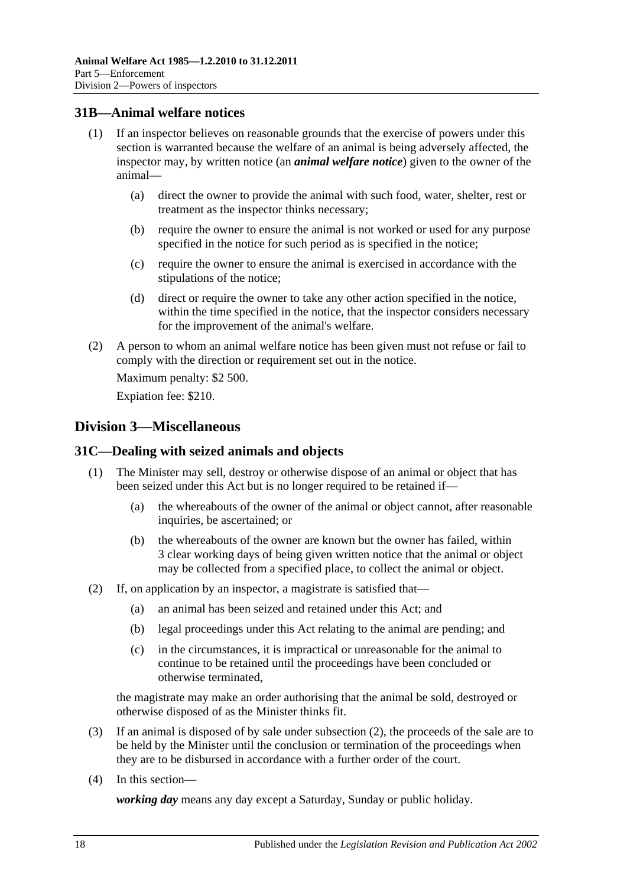## 31B—Animal welfare notices

(1) If an inspector believes on reasonable grounds that the exercise of powers under this section is warranted because the welfare of an animal is being adversely affected, the inspector may, by written notice (an ***animal welfare notice***) given to the owner of the animal—

(a) direct the owner to provide the animal with such food, water, shelter, rest or treatment as the inspector thinks necessary;

(b) require the owner to ensure the animal is not worked or used for any purpose specified in the notice for such period as is specified in the notice;

(c) require the owner to ensure the animal is exercised in accordance with the stipulations of the notice;

(d) direct or require the owner to take any other action specified in the notice, within the time specified in the notice, that the inspector considers necessary for the improvement of the animal's welfare.

(2) A person to whom an animal welfare notice has been given must not refuse or fail to comply with the direction or requirement set out in the notice.

Maximum penalty: $2 500.

Expiation fee: $210.

# Division 3—Miscellaneous

## 31C—Dealing with seized animals and objects

(1) The Minister may sell, destroy or otherwise dispose of an animal or object that has been seized under this Act but is no longer required to be retained if—

(a) the whereabouts of the owner of the animal or object cannot, after reasonable inquiries, be ascertained; or

(b) the whereabouts of the owner are known but the owner has failed, within 3 clear working days of being given written notice that the animal or object may be collected from a specified place, to collect the animal or object.

(2) If, on application by an inspector, a magistrate is satisfied that—

(a) an animal has been seized and retained under this Act; and

(b) legal proceedings under this Act relating to the animal are pending; and

(c) in the circumstances, it is impractical or unreasonable for the animal to continue to be retained until the proceedings have been concluded or otherwise terminated,

the magistrate may make an order authorising that the animal be sold, destroyed or otherwise disposed of as the Minister thinks fit.

(3) If an animal is disposed of by sale under subsection (2), the proceeds of the sale are to be held by the Minister until the conclusion or termination of the proceedings when they are to be disbursed in accordance with a further order of the court.

(4) In this section—

***working day*** means any day except a Saturday, Sunday or public holiday.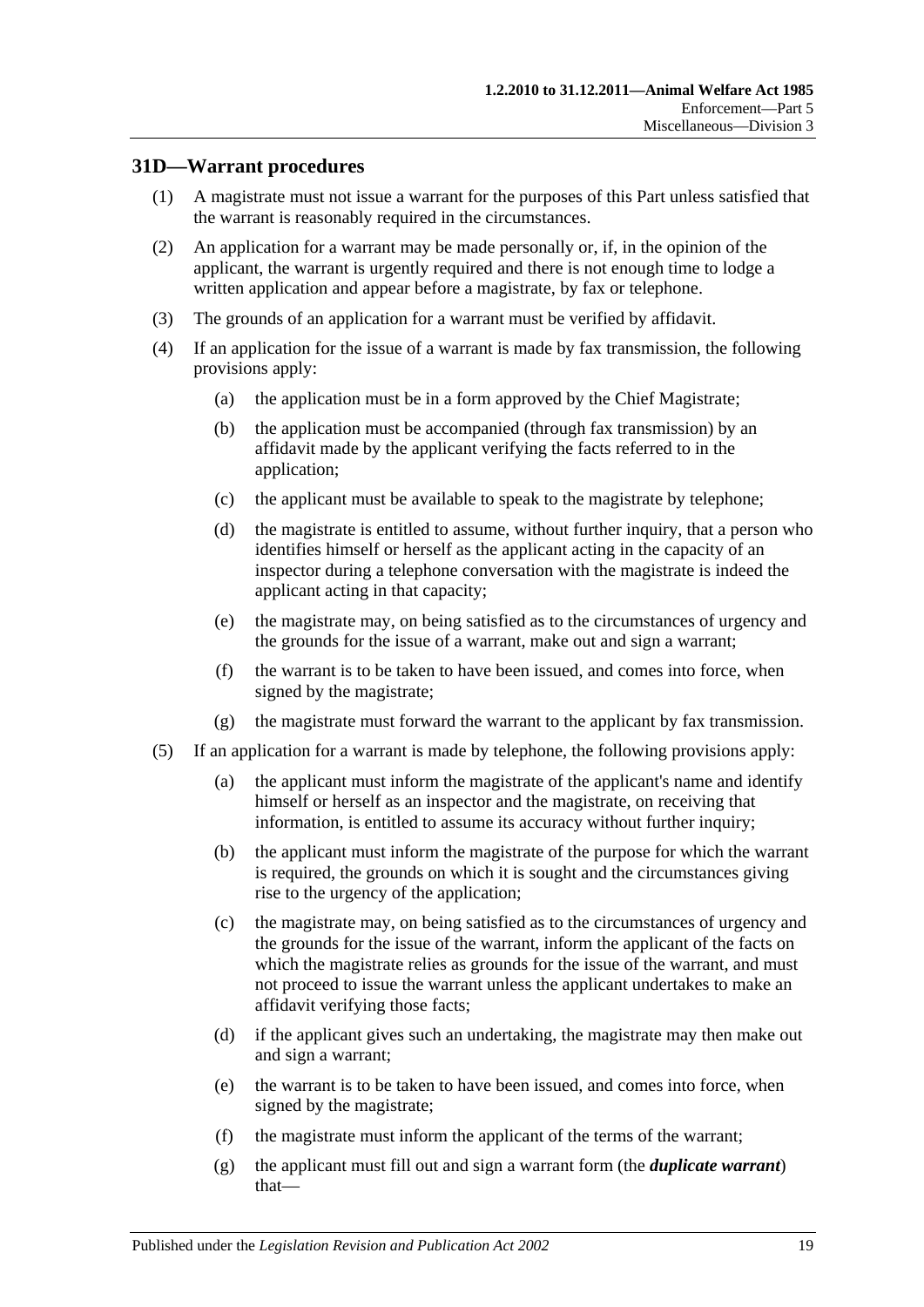## 31D—Warrant procedures

(1) A magistrate must not issue a warrant for the purposes of this Part unless satisfied that the warrant is reasonably required in the circumstances.

(2) An application for a warrant may be made personally or, if, in the opinion of the applicant, the warrant is urgently required and there is not enough time to lodge a written application and appear before a magistrate, by fax or telephone.

(3) The grounds of an application for a warrant must be verified by affidavit.

(4) If an application for the issue of a warrant is made by fax transmission, the following provisions apply:

- (a) the application must be in a form approved by the Chief Magistrate;
- (b) the application must be accompanied (through fax transmission) by an affidavit made by the applicant verifying the facts referred to in the application;
- (c) the applicant must be available to speak to the magistrate by telephone;
- (d) the magistrate is entitled to assume, without further inquiry, that a person who identifies himself or herself as the applicant acting in the capacity of an inspector during a telephone conversation with the magistrate is indeed the applicant acting in that capacity;
- (e) the magistrate may, on being satisfied as to the circumstances of urgency and the grounds for the issue of a warrant, make out and sign a warrant;
- (f) the warrant is to be taken to have been issued, and comes into force, when signed by the magistrate;
- (g) the magistrate must forward the warrant to the applicant by fax transmission.

(5) If an application for a warrant is made by telephone, the following provisions apply:

- (a) the applicant must inform the magistrate of the applicant's name and identify himself or herself as an inspector and the magistrate, on receiving that information, is entitled to assume its accuracy without further inquiry;
- (b) the applicant must inform the magistrate of the purpose for which the warrant is required, the grounds on which it is sought and the circumstances giving rise to the urgency of the application;
- (c) the magistrate may, on being satisfied as to the circumstances of urgency and the grounds for the issue of the warrant, inform the applicant of the facts on which the magistrate relies as grounds for the issue of the warrant, and must not proceed to issue the warrant unless the applicant undertakes to make an affidavit verifying those facts;
- (d) if the applicant gives such an undertaking, the magistrate may then make out and sign a warrant;
- (e) the warrant is to be taken to have been issued, and comes into force, when signed by the magistrate;
- (f) the magistrate must inform the applicant of the terms of the warrant;
- (g) the applicant must fill out and sign a warrant form (the ***duplicate warrant***) that—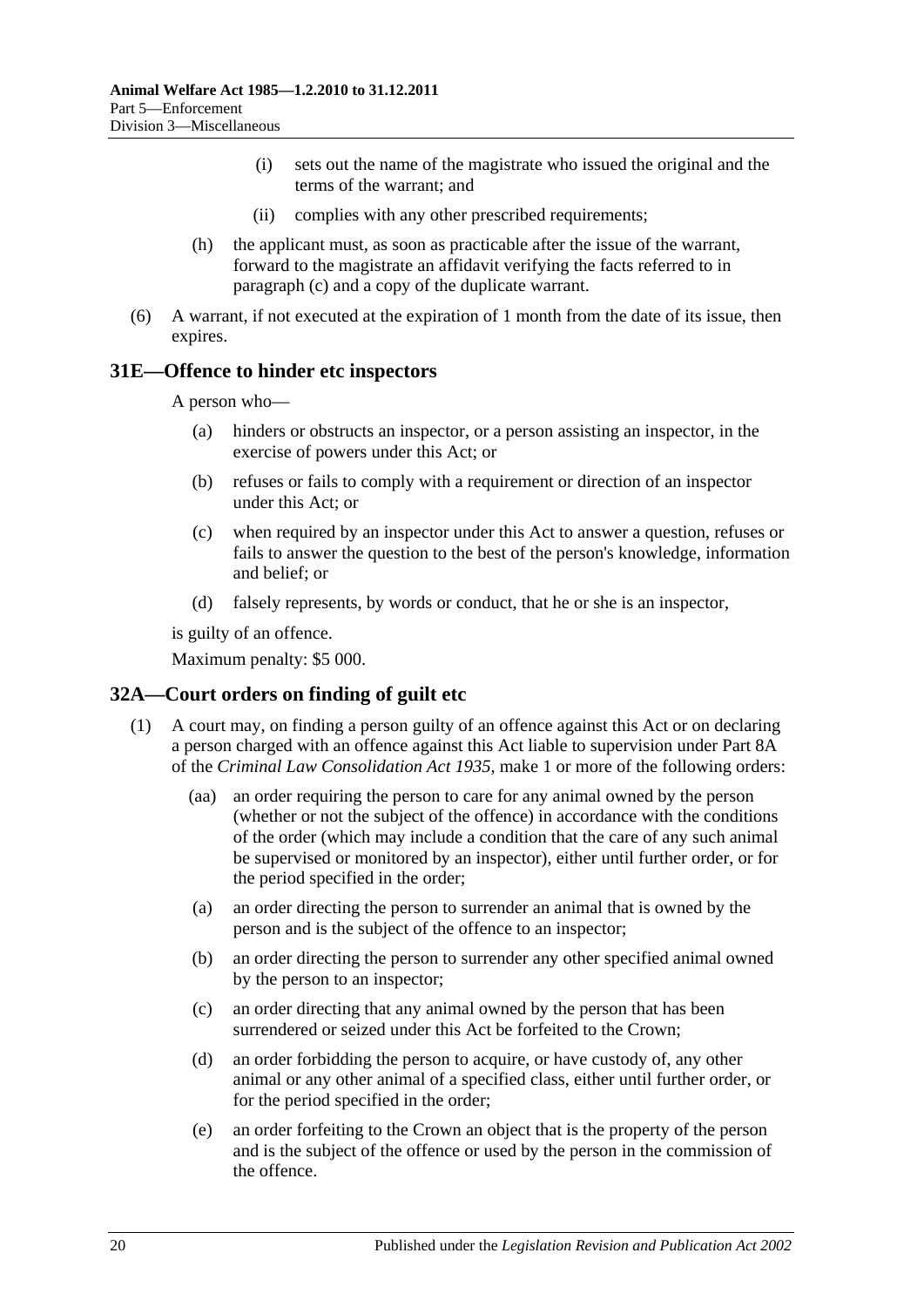(i) sets out the name of the magistrate who issued the original and the terms of the warrant; and

(ii) complies with any other prescribed requirements;

(h) the applicant must, as soon as practicable after the issue of the warrant, forward to the magistrate an affidavit verifying the facts referred to in paragraph (c) and a copy of the duplicate warrant.

(6) A warrant, if not executed at the expiration of 1 month from the date of its issue, then expires.

## 31E—Offence to hinder etc inspectors

A person who—

(a) hinders or obstructs an inspector, or a person assisting an inspector, in the exercise of powers under this Act; or

(b) refuses or fails to comply with a requirement or direction of an inspector under this Act; or

(c) when required by an inspector under this Act to answer a question, refuses or fails to answer the question to the best of the person's knowledge, information and belief; or

(d) falsely represents, by words or conduct, that he or she is an inspector,

is guilty of an offence.

Maximum penalty: $5 000.

## 32A—Court orders on finding of guilt etc

(1) A court may, on finding a person guilty of an offence against this Act or on declaring a person charged with an offence against this Act liable to supervision under Part 8A of the *Criminal Law Consolidation Act 1935*, make 1 or more of the following orders:

(aa) an order requiring the person to care for any animal owned by the person (whether or not the subject of the offence) in accordance with the conditions of the order (which may include a condition that the care of any such animal be supervised or monitored by an inspector), either until further order, or for the period specified in the order;

(a) an order directing the person to surrender an animal that is owned by the person and is the subject of the offence to an inspector;

(b) an order directing the person to surrender any other specified animal owned by the person to an inspector;

(c) an order directing that any animal owned by the person that has been surrendered or seized under this Act be forfeited to the Crown;

(d) an order forbidding the person to acquire, or have custody of, any other animal or any other animal of a specified class, either until further order, or for the period specified in the order;

(e) an order forfeiting to the Crown an object that is the property of the person and is the subject of the offence or used by the person in the commission of the offence.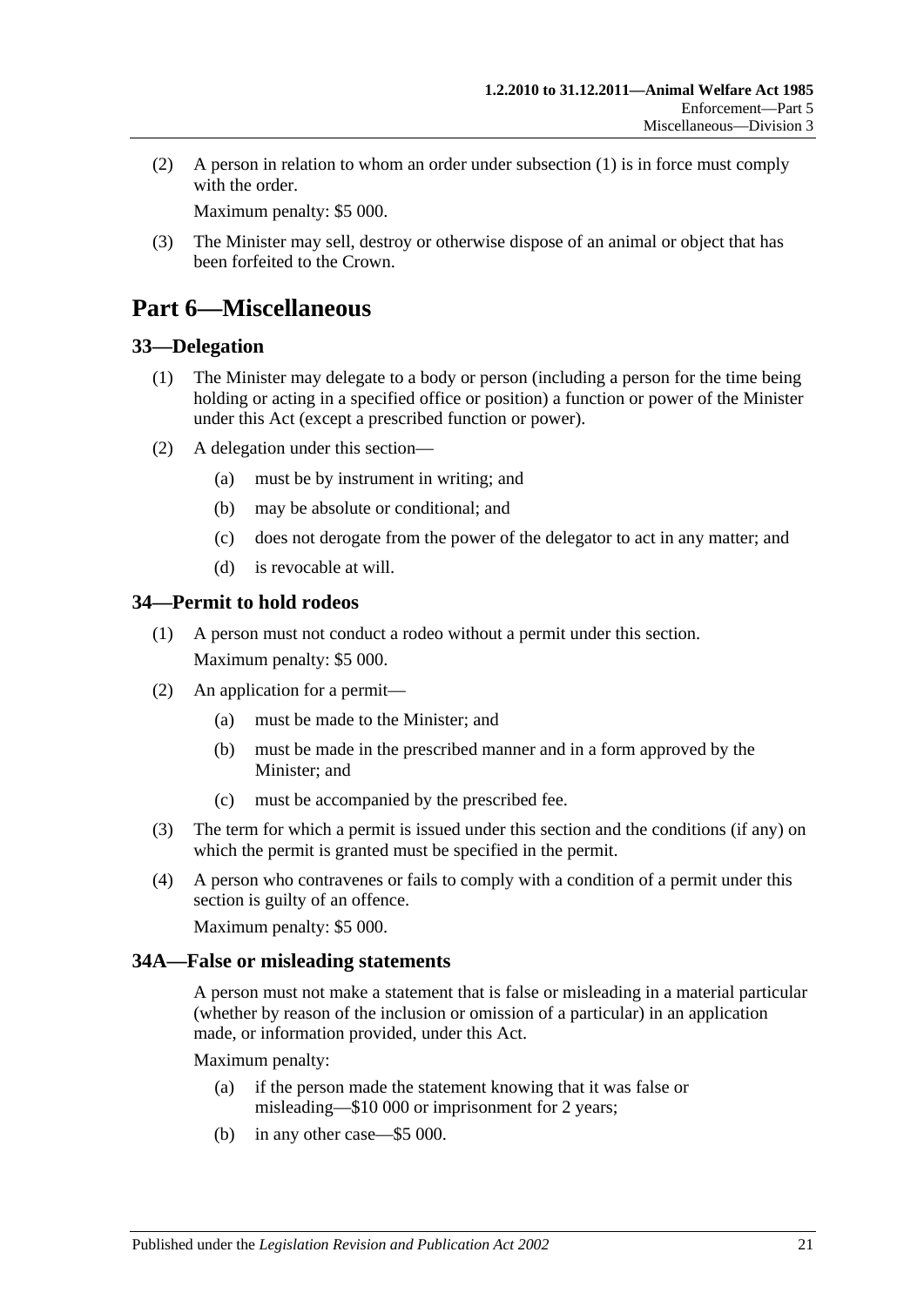(2) A person in relation to whom an order under subsection (1) is in force must comply with the order.

Maximum penalty: $5 000.

(3) The Minister may sell, destroy or otherwise dispose of an animal or object that has been forfeited to the Crown.

# Part 6—Miscellaneous

## 33—Delegation

(1) The Minister may delegate to a body or person (including a person for the time being holding or acting in a specified office or position) a function or power of the Minister under this Act (except a prescribed function or power).

(2) A delegation under this section—

(a) must be by instrument in writing; and

(b) may be absolute or conditional; and

(c) does not derogate from the power of the delegator to act in any matter; and

(d) is revocable at will.

## 34—Permit to hold rodeos

(1) A person must not conduct a rodeo without a permit under this section.

Maximum penalty: $5 000.

(2) An application for a permit—

(a) must be made to the Minister; and

(b) must be made in the prescribed manner and in a form approved by the Minister; and

(c) must be accompanied by the prescribed fee.

(3) The term for which a permit is issued under this section and the conditions (if any) on which the permit is granted must be specified in the permit.

(4) A person who contravenes or fails to comply with a condition of a permit under this section is guilty of an offence.

Maximum penalty: $5 000.

## 34A—False or misleading statements

A person must not make a statement that is false or misleading in a material particular (whether by reason of the inclusion or omission of a particular) in an application made, or information provided, under this Act.

Maximum penalty:

(a) if the person made the statement knowing that it was false or misleading—$10 000 or imprisonment for 2 years;

(b) in any other case—$5 000.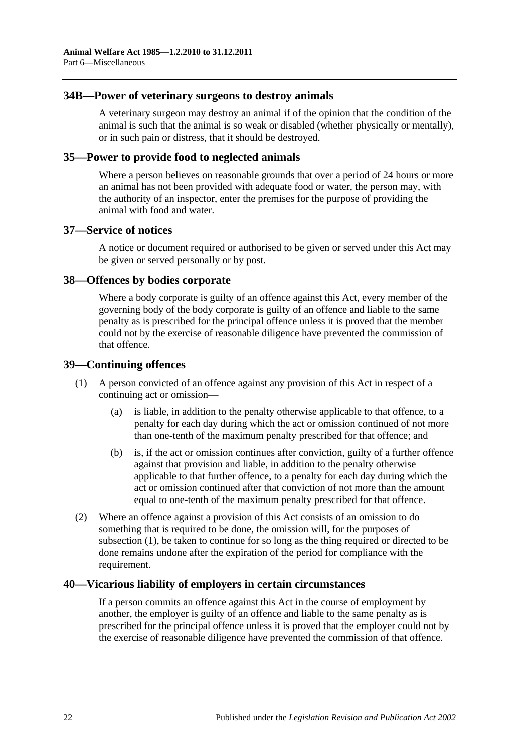## 34B—Power of veterinary surgeons to destroy animals

A veterinary surgeon may destroy an animal if of the opinion that the condition of the animal is such that the animal is so weak or disabled (whether physically or mentally), or in such pain or distress, that it should be destroyed.

## 35—Power to provide food to neglected animals

Where a person believes on reasonable grounds that over a period of 24 hours or more an animal has not been provided with adequate food or water, the person may, with the authority of an inspector, enter the premises for the purpose of providing the animal with food and water.

## 37—Service of notices

A notice or document required or authorised to be given or served under this Act may be given or served personally or by post.

## 38—Offences by bodies corporate

Where a body corporate is guilty of an offence against this Act, every member of the governing body of the body corporate is guilty of an offence and liable to the same penalty as is prescribed for the principal offence unless it is proved that the member could not by the exercise of reasonable diligence have prevented the commission of that offence.

## 39—Continuing offences

(1) A person convicted of an offence against any provision of this Act in respect of a continuing act or omission—

(a) is liable, in addition to the penalty otherwise applicable to that offence, to a penalty for each day during which the act or omission continued of not more than one-tenth of the maximum penalty prescribed for that offence; and

(b) is, if the act or omission continues after conviction, guilty of a further offence against that provision and liable, in addition to the penalty otherwise applicable to that further offence, to a penalty for each day during which the act or omission continued after that conviction of not more than the amount equal to one-tenth of the maximum penalty prescribed for that offence.

(2) Where an offence against a provision of this Act consists of an omission to do something that is required to be done, the omission will, for the purposes of subsection (1), be taken to continue for so long as the thing required or directed to be done remains undone after the expiration of the period for compliance with the requirement.

## 40—Vicarious liability of employers in certain circumstances

If a person commits an offence against this Act in the course of employment by another, the employer is guilty of an offence and liable to the same penalty as is prescribed for the principal offence unless it is proved that the employer could not by the exercise of reasonable diligence have prevented the commission of that offence.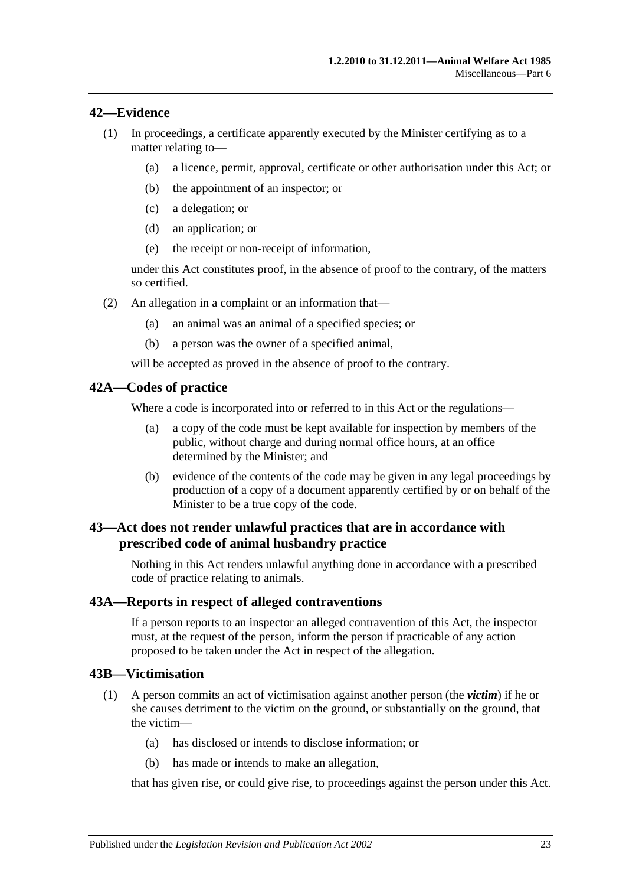## 42—Evidence

(1) In proceedings, a certificate apparently executed by the Minister certifying as to a matter relating to—

(a) a licence, permit, approval, certificate or other authorisation under this Act; or

(b) the appointment of an inspector; or

(c) a delegation; or

(d) an application; or

(e) the receipt or non-receipt of information,

under this Act constitutes proof, in the absence of proof to the contrary, of the matters so certified.

(2) An allegation in a complaint or an information that—

(a) an animal was an animal of a specified species; or

(b) a person was the owner of a specified animal,

will be accepted as proved in the absence of proof to the contrary.

## 42A—Codes of practice

Where a code is incorporated into or referred to in this Act or the regulations—

(a) a copy of the code must be kept available for inspection by members of the public, without charge and during normal office hours, at an office determined by the Minister; and

(b) evidence of the contents of the code may be given in any legal proceedings by production of a copy of a document apparently certified by or on behalf of the Minister to be a true copy of the code.

## 43—Act does not render unlawful practices that are in accordance with prescribed code of animal husbandry practice

Nothing in this Act renders unlawful anything done in accordance with a prescribed code of practice relating to animals.

## 43A—Reports in respect of alleged contraventions

If a person reports to an inspector an alleged contravention of this Act, the inspector must, at the request of the person, inform the person if practicable of any action proposed to be taken under the Act in respect of the allegation.

## 43B—Victimisation

(1) A person commits an act of victimisation against another person (the ***victim***) if he or she causes detriment to the victim on the ground, or substantially on the ground, that the victim—

(a) has disclosed or intends to disclose information; or

(b) has made or intends to make an allegation,

that has given rise, or could give rise, to proceedings against the person under this Act.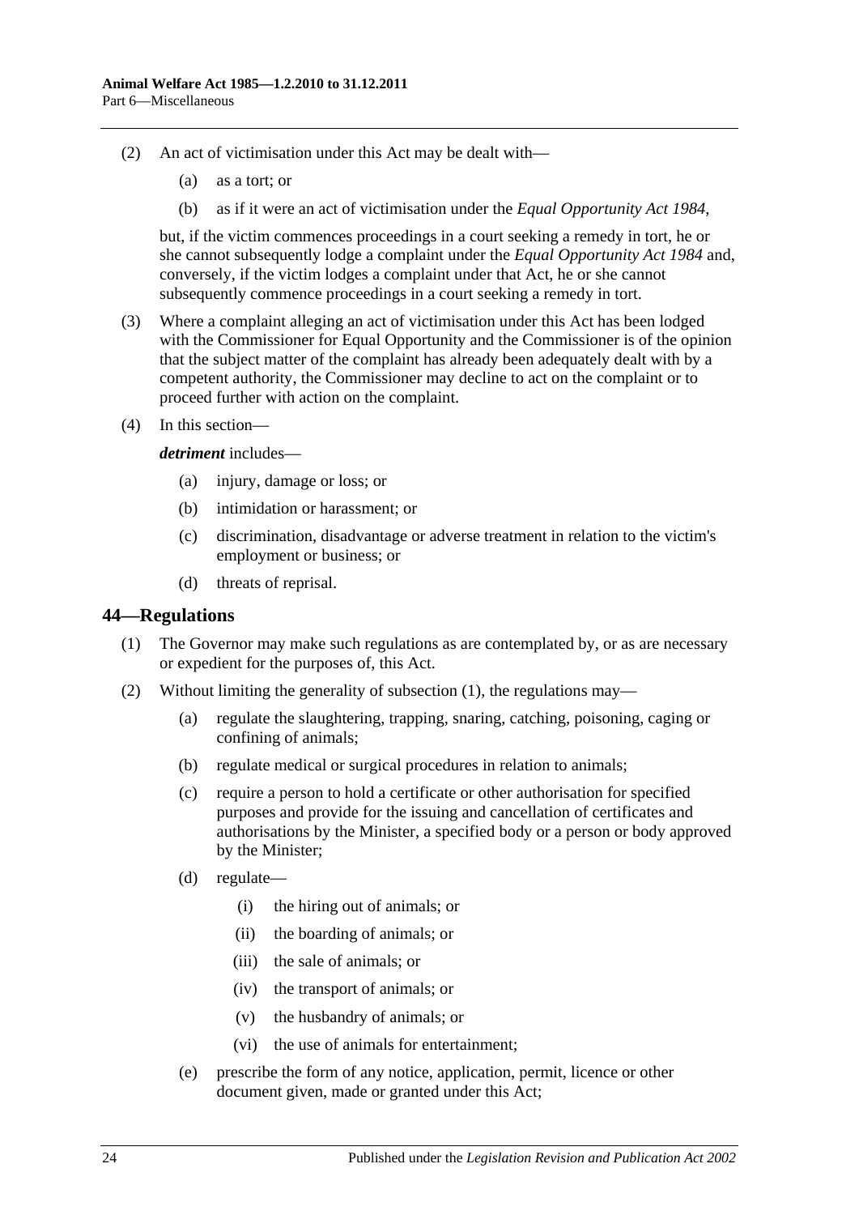(2) An act of victimisation under this Act may be dealt with—

(a) as a tort; or

(b) as if it were an act of victimisation under the *Equal Opportunity Act 1984*,

but, if the victim commences proceedings in a court seeking a remedy in tort, he or she cannot subsequently lodge a complaint under the *Equal Opportunity Act 1984* and, conversely, if the victim lodges a complaint under that Act, he or she cannot subsequently commence proceedings in a court seeking a remedy in tort.

(3) Where a complaint alleging an act of victimisation under this Act has been lodged with the Commissioner for Equal Opportunity and the Commissioner is of the opinion that the subject matter of the complaint has already been adequately dealt with by a competent authority, the Commissioner may decline to act on the complaint or to proceed further with action on the complaint.

(4) In this section—

***detriment*** includes—

(a) injury, damage or loss; or

(b) intimidation or harassment; or

(c) discrimination, disadvantage or adverse treatment in relation to the victim's employment or business; or

(d) threats of reprisal.

## 44—Regulations

(1) The Governor may make such regulations as are contemplated by, or as are necessary or expedient for the purposes of, this Act.

(2) Without limiting the generality of subsection (1), the regulations may—

(a) regulate the slaughtering, trapping, snaring, catching, poisoning, caging or confining of animals;

(b) regulate medical or surgical procedures in relation to animals;

(c) require a person to hold a certificate or other authorisation for specified purposes and provide for the issuing and cancellation of certificates and authorisations by the Minister, a specified body or a person or body approved by the Minister;

(d) regulate—

(i) the hiring out of animals; or

(ii) the boarding of animals; or

(iii) the sale of animals; or

(iv) the transport of animals; or

(v) the husbandry of animals; or

(vi) the use of animals for entertainment;

(e) prescribe the form of any notice, application, permit, licence or other document given, made or granted under this Act;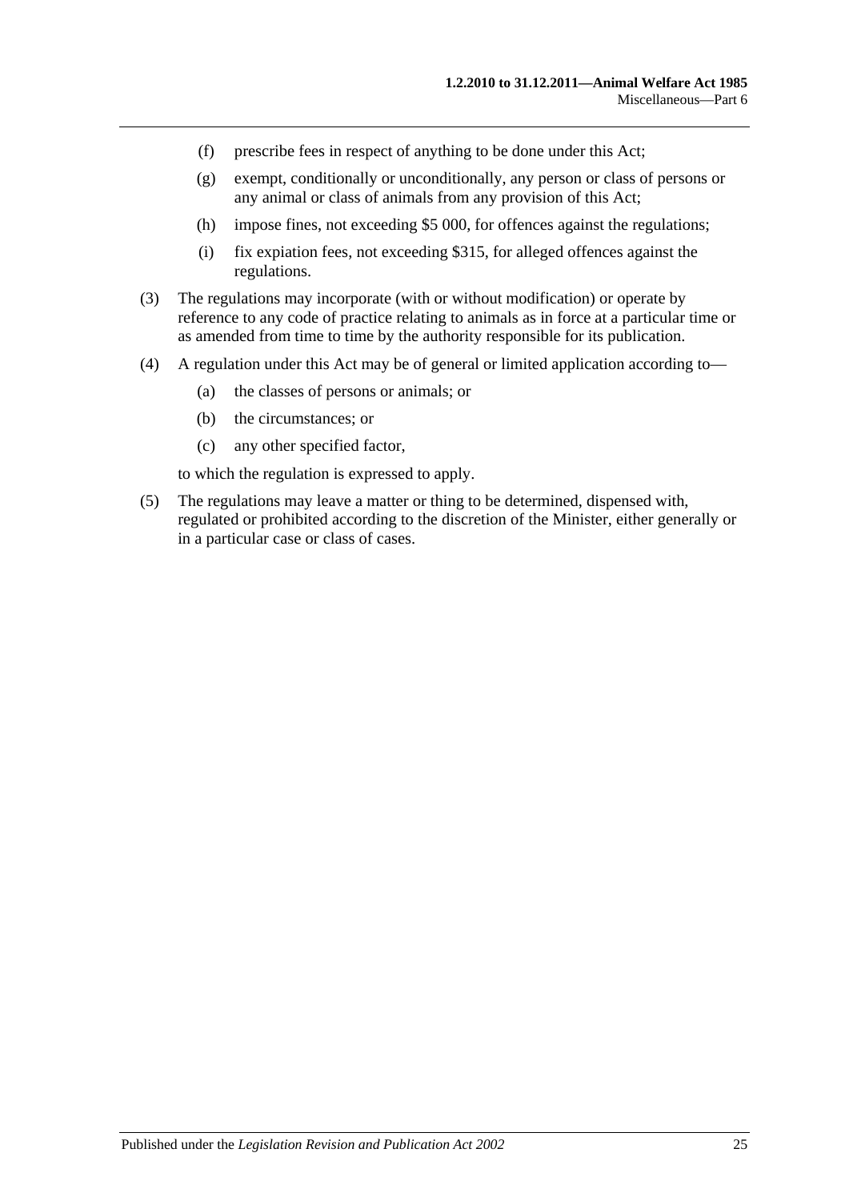(f) prescribe fees in respect of anything to be done under this Act;

(g) exempt, conditionally or unconditionally, any person or class of persons or any animal or class of animals from any provision of this Act;

(h) impose fines, not exceeding $5 000, for offences against the regulations;

(i) fix expiation fees, not exceeding $315, for alleged offences against the regulations.

(3) The regulations may incorporate (with or without modification) or operate by reference to any code of practice relating to animals as in force at a particular time or as amended from time to time by the authority responsible for its publication.

(4) A regulation under this Act may be of general or limited application according to—

(a) the classes of persons or animals; or

(b) the circumstances; or

(c) any other specified factor,

to which the regulation is expressed to apply.

(5) The regulations may leave a matter or thing to be determined, dispensed with, regulated or prohibited according to the discretion of the Minister, either generally or in a particular case or class of cases.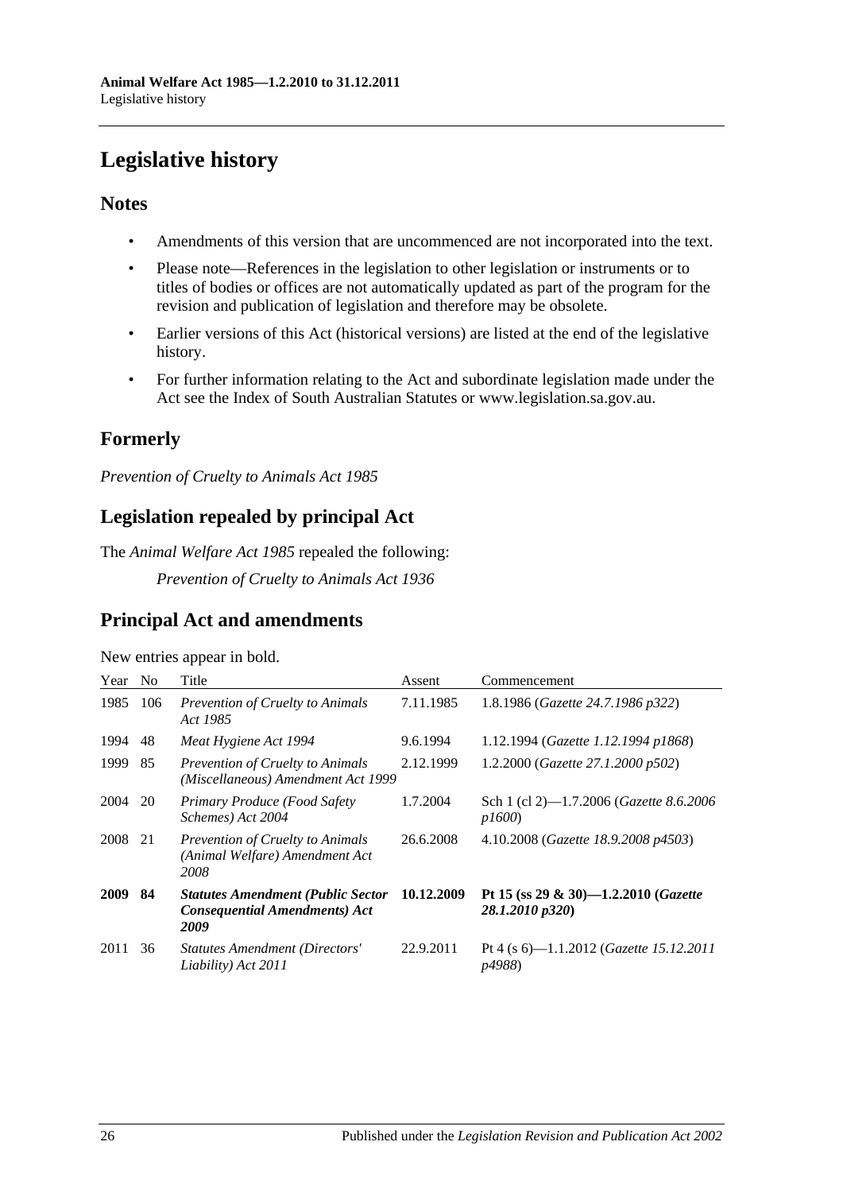# Legislative history

## Notes

- Amendments of this version that are uncommenced are not incorporated into the text.
- Please note—References in the legislation to other legislation or instruments or to titles of bodies or offices are not automatically updated as part of the program for the revision and publication of legislation and therefore may be obsolete.
- Earlier versions of this Act (historical versions) are listed at the end of the legislative history.
- For further information relating to the Act and subordinate legislation made under the Act see the Index of South Australian Statutes or www.legislation.sa.gov.au.

## Formerly

*Prevention of Cruelty to Animals Act 1985*

## Legislation repealed by principal Act

The *Animal Welfare Act 1985* repealed the following:

*Prevention of Cruelty to Animals Act 1936*

## Principal Act and amendments

New entries appear in bold.

| Year | No | Title | Assent | Commencement |
|---|---|---|---|---|
| 1985 | 106 | *Prevention of Cruelty to Animals Act 1985* | 7.11.1985 | 1.8.1986 (*Gazette 24.7.1986 p322*) |
| 1994 | 48 | *Meat Hygiene Act 1994* | 9.6.1994 | 1.12.1994 (*Gazette 1.12.1994 p1868*) |
| 1999 | 85 | *Prevention of Cruelty to Animals (Miscellaneous) Amendment Act 1999* | 2.12.1999 | 1.2.2000 (*Gazette 27.1.2000 p502*) |
| 2004 | 20 | *Primary Produce (Food Safety Schemes) Act 2004* | 1.7.2004 | Sch 1 (cl 2)—1.7.2006 (*Gazette 8.6.2006 p1600*) |
| 2008 | 21 | *Prevention of Cruelty to Animals (Animal Welfare) Amendment Act 2008* | 26.6.2008 | 4.10.2008 (*Gazette 18.9.2008 p4503*) |
| **2009** | **84** | ***Statutes Amendment (Public Sector Consequential Amendments) Act 2009*** | **10.12.2009** | **Pt 15 (ss 29 & 30)—1.2.2010 (*Gazette 28.1.2010 p320*)** |
| 2011 | 36 | *Statutes Amendment (Directors' Liability) Act 2011* | 22.9.2011 | Pt 4 (s 6)—1.1.2012 (*Gazette 15.12.2011 p4988*) |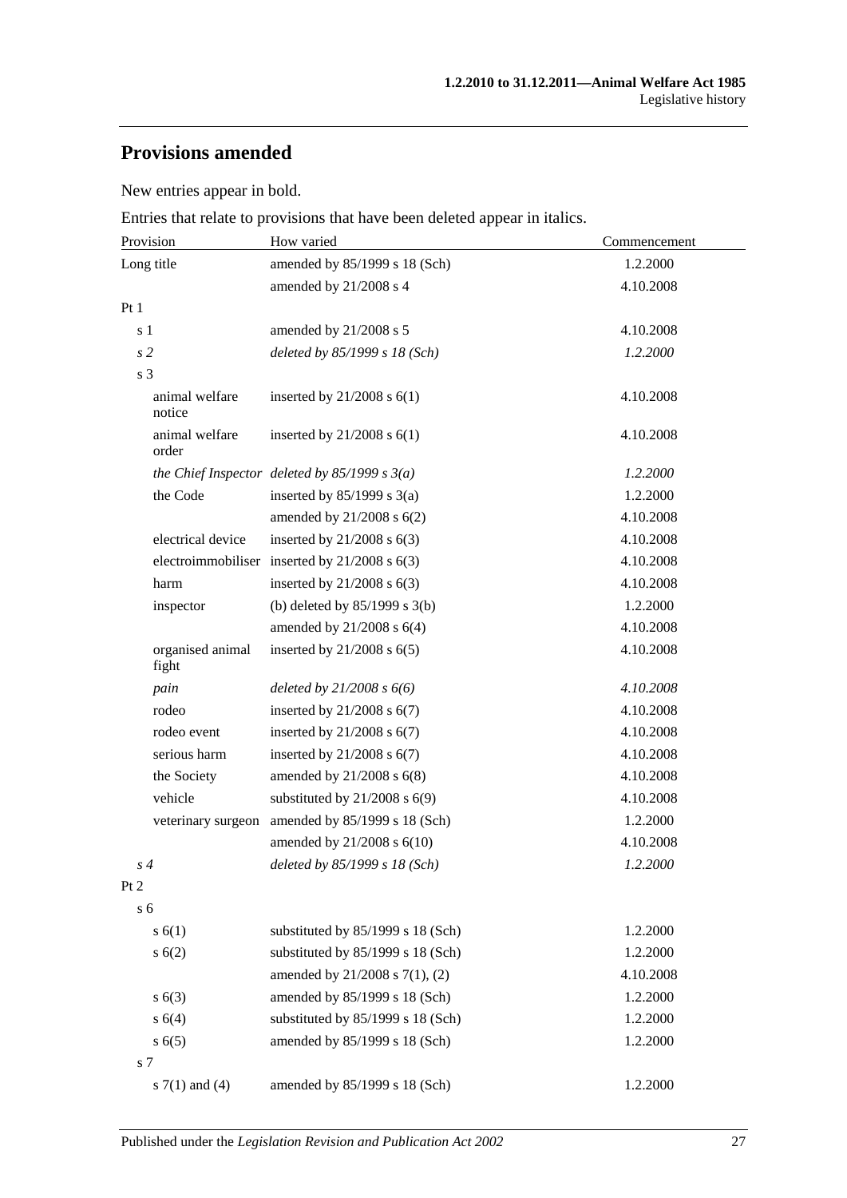## Provisions amended

New entries appear in bold.

Entries that relate to provisions that have been deleted appear in italics.

| Provision | How varied | Commencement |
|---|---|---|
| Long title | amended by 85/1999 s 18 (Sch) | 1.2.2000 |
| | amended by 21/2008 s 4 | 4.10.2008 |
| Pt 1 | | |
| s 1 | amended by 21/2008 s 5 | 4.10.2008 |
| *s 2* | *deleted by 85/1999 s 18 (Sch)* | *1.2.2000* |
| s 3 | | |
| animal welfare notice | inserted by 21/2008 s 6(1) | 4.10.2008 |
| animal welfare order | inserted by 21/2008 s 6(1) | 4.10.2008 |
| *the Chief Inspector* | *deleted by 85/1999 s 3(a)* | *1.2.2000* |
| the Code | inserted by 85/1999 s 3(a) | 1.2.2000 |
| | amended by 21/2008 s 6(2) | 4.10.2008 |
| electrical device | inserted by 21/2008 s 6(3) | 4.10.2008 |
| electroimmobiliser | inserted by 21/2008 s 6(3) | 4.10.2008 |
| harm | inserted by 21/2008 s 6(3) | 4.10.2008 |
| inspector | (b) deleted by 85/1999 s 3(b) | 1.2.2000 |
| | amended by 21/2008 s 6(4) | 4.10.2008 |
| organised animal fight | inserted by 21/2008 s 6(5) | 4.10.2008 |
| *pain* | *deleted by 21/2008 s 6(6)* | *4.10.2008* |
| rodeo | inserted by 21/2008 s 6(7) | 4.10.2008 |
| rodeo event | inserted by 21/2008 s 6(7) | 4.10.2008 |
| serious harm | inserted by 21/2008 s 6(7) | 4.10.2008 |
| the Society | amended by 21/2008 s 6(8) | 4.10.2008 |
| vehicle | substituted by 21/2008 s 6(9) | 4.10.2008 |
| veterinary surgeon | amended by 85/1999 s 18 (Sch) | 1.2.2000 |
| | amended by 21/2008 s 6(10) | 4.10.2008 |
| *s 4* | *deleted by 85/1999 s 18 (Sch)* | *1.2.2000* |
| Pt 2 | | |
| s 6 | | |
| s 6(1) | substituted by 85/1999 s 18 (Sch) | 1.2.2000 |
| s 6(2) | substituted by 85/1999 s 18 (Sch) | 1.2.2000 |
| | amended by 21/2008 s 7(1), (2) | 4.10.2008 |
| s 6(3) | amended by 85/1999 s 18 (Sch) | 1.2.2000 |
| s 6(4) | substituted by 85/1999 s 18 (Sch) | 1.2.2000 |
| s 6(5) | amended by 85/1999 s 18 (Sch) | 1.2.2000 |
| s 7 | | |
| s 7(1) and (4) | amended by 85/1999 s 18 (Sch) | 1.2.2000 |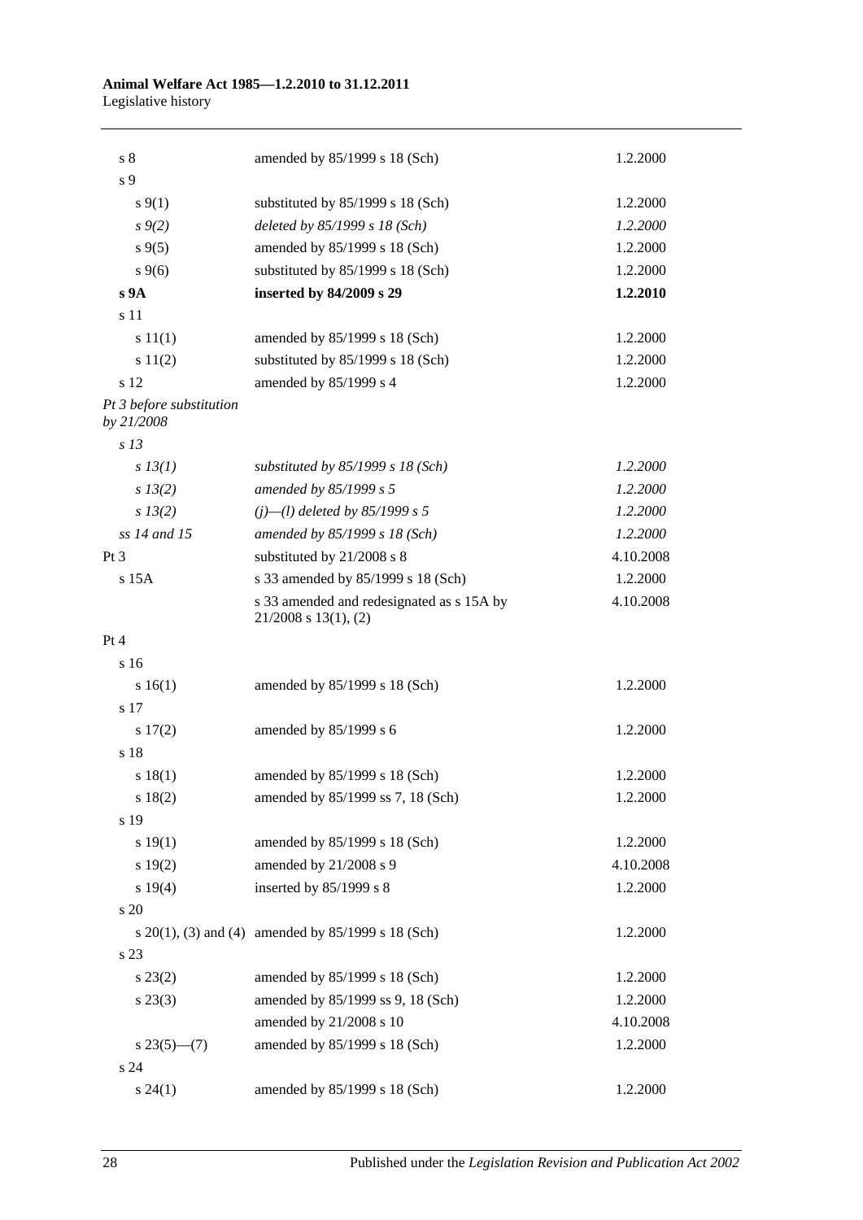| | | |
|---|---|---|
| s 8 | amended by 85/1999 s 18 (Sch) | 1.2.2000 |
| s 9 | | |
| s 9(1) | substituted by 85/1999 s 18 (Sch) | 1.2.2000 |
| *s 9(2)* | *deleted by 85/1999 s 18 (Sch)* | *1.2.2000* |
| s 9(5) | amended by 85/1999 s 18 (Sch) | 1.2.2000 |
| s 9(6) | substituted by 85/1999 s 18 (Sch) | 1.2.2000 |
| **s 9A** | **inserted by 84/2009 s 29** | **1.2.2010** |
| s 11 | | |
| s 11(1) | amended by 85/1999 s 18 (Sch) | 1.2.2000 |
| s 11(2) | substituted by 85/1999 s 18 (Sch) | 1.2.2000 |
| s 12 | amended by 85/1999 s 4 | 1.2.2000 |
| *Pt 3 before substitution by 21/2008* | | |
| *s 13* | | |
| *s 13(1)* | *substituted by 85/1999 s 18 (Sch)* | *1.2.2000* |
| *s 13(2)* | *amended by 85/1999 s 5* | *1.2.2000* |
| *s 13(2)* | *(j)—(l) deleted by 85/1999 s 5* | *1.2.2000* |
| *ss 14 and 15* | *amended by 85/1999 s 18 (Sch)* | *1.2.2000* |
| Pt 3 | substituted by 21/2008 s 8 | 4.10.2008 |
| s 15A | s 33 amended by 85/1999 s 18 (Sch) | 1.2.2000 |
| | s 33 amended and redesignated as s 15A by 21/2008 s 13(1), (2) | 4.10.2008 |
| Pt 4 | | |
| s 16 | | |
| s 16(1) | amended by 85/1999 s 18 (Sch) | 1.2.2000 |
| s 17 | | |
| s 17(2) | amended by 85/1999 s 6 | 1.2.2000 |
| s 18 | | |
| s 18(1) | amended by 85/1999 s 18 (Sch) | 1.2.2000 |
| s 18(2) | amended by 85/1999 ss 7, 18 (Sch) | 1.2.2000 |
| s 19 | | |
| s 19(1) | amended by 85/1999 s 18 (Sch) | 1.2.2000 |
| s 19(2) | amended by 21/2008 s 9 | 4.10.2008 |
| s 19(4) | inserted by 85/1999 s 8 | 1.2.2000 |
| s 20 | | |
| s 20(1), (3) and (4) | amended by 85/1999 s 18 (Sch) | 1.2.2000 |
| s 23 | | |
| s 23(2) | amended by 85/1999 s 18 (Sch) | 1.2.2000 |
| s 23(3) | amended by 85/1999 ss 9, 18 (Sch) | 1.2.2000 |
| | amended by 21/2008 s 10 | 4.10.2008 |
| s 23(5)—(7) | amended by 85/1999 s 18 (Sch) | 1.2.2000 |
| s 24 | | |
| s 24(1) | amended by 85/1999 s 18 (Sch) | 1.2.2000 |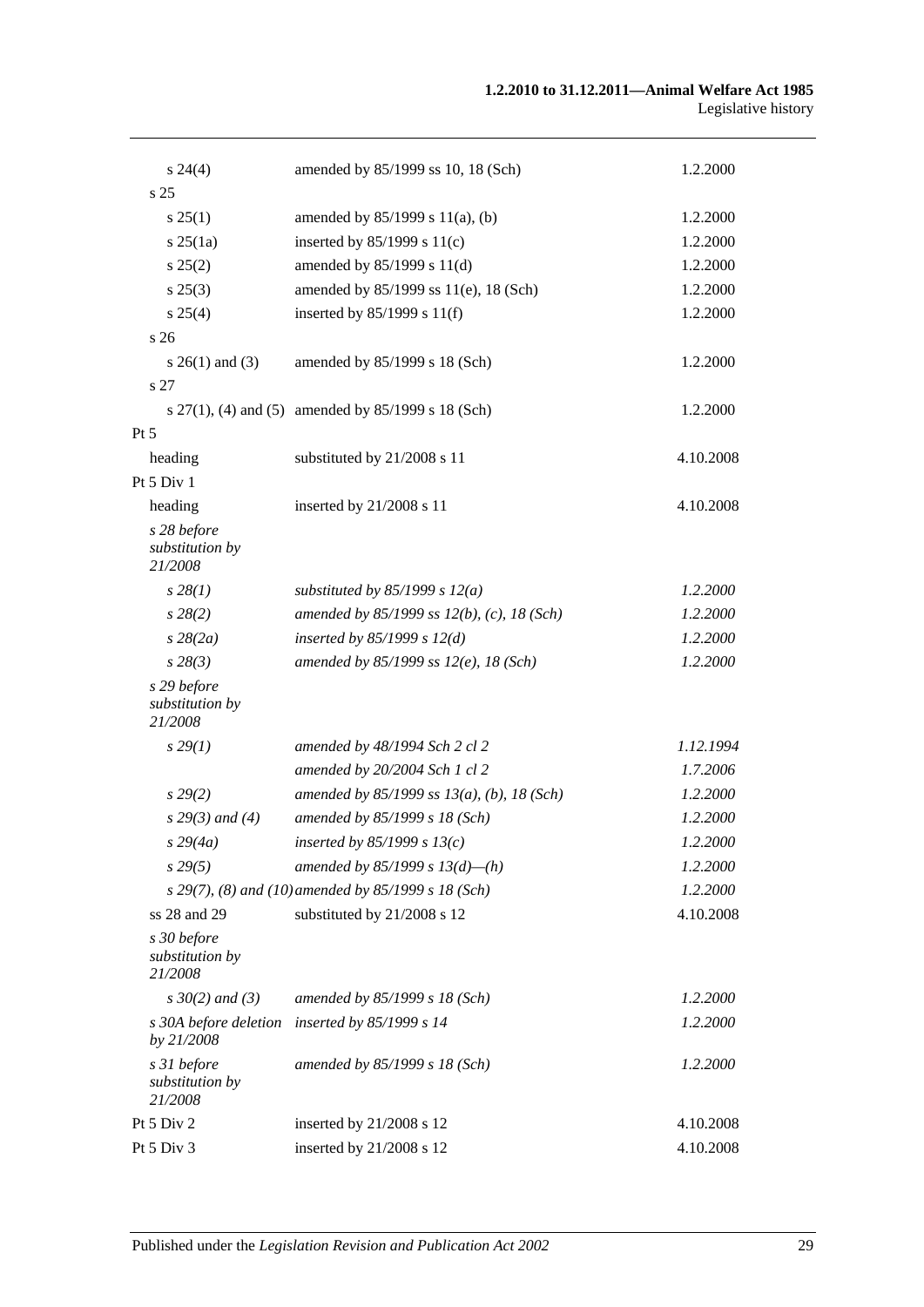| | | |
|---|---|---|
| s 24(4) | amended by 85/1999 ss 10, 18 (Sch) | 1.2.2000 |
| s 25 | | |
| s 25(1) | amended by 85/1999 s 11(a), (b) | 1.2.2000 |
| s 25(1a) | inserted by 85/1999 s 11(c) | 1.2.2000 |
| s 25(2) | amended by 85/1999 s 11(d) | 1.2.2000 |
| s 25(3) | amended by 85/1999 ss 11(e), 18 (Sch) | 1.2.2000 |
| s 25(4) | inserted by 85/1999 s 11(f) | 1.2.2000 |
| s 26 | | |
| s 26(1) and (3) | amended by 85/1999 s 18 (Sch) | 1.2.2000 |
| s 27 | | |
| s 27(1), (4) and (5) | amended by 85/1999 s 18 (Sch) | 1.2.2000 |
| Pt 5 | | |
| heading | substituted by 21/2008 s 11 | 4.10.2008 |
| Pt 5 Div 1 | | |
| heading | inserted by 21/2008 s 11 | 4.10.2008 |
| *s 28 before substitution by 21/2008* | | |
| *s 28(1)* | *substituted by 85/1999 s 12(a)* | *1.2.2000* |
| *s 28(2)* | *amended by 85/1999 ss 12(b), (c), 18 (Sch)* | *1.2.2000* |
| *s 28(2a)* | *inserted by 85/1999 s 12(d)* | *1.2.2000* |
| *s 28(3)* | *amended by 85/1999 ss 12(e), 18 (Sch)* | *1.2.2000* |
| *s 29 before substitution by 21/2008* | | |
| *s 29(1)* | *amended by 48/1994 Sch 2 cl 2* | *1.12.1994* |
| | *amended by 20/2004 Sch 1 cl 2* | *1.7.2006* |
| *s 29(2)* | *amended by 85/1999 ss 13(a), (b), 18 (Sch)* | *1.2.2000* |
| *s 29(3) and (4)* | *amended by 85/1999 s 18 (Sch)* | *1.2.2000* |
| *s 29(4a)* | *inserted by 85/1999 s 13(c)* | *1.2.2000* |
| *s 29(5)* | *amended by 85/1999 s 13(d)—(h)* | *1.2.2000* |
| *s 29(7), (8) and (10)* | *amended by 85/1999 s 18 (Sch)* | *1.2.2000* |
| ss 28 and 29 | substituted by 21/2008 s 12 | 4.10.2008 |
| *s 30 before substitution by 21/2008* | | |
| *s 30(2) and (3)* | *amended by 85/1999 s 18 (Sch)* | *1.2.2000* |
| *s 30A before deletion by 21/2008* | *inserted by 85/1999 s 14* | *1.2.2000* |
| *s 31 before substitution by 21/2008* | *amended by 85/1999 s 18 (Sch)* | *1.2.2000* |
| Pt 5 Div 2 | inserted by 21/2008 s 12 | 4.10.2008 |
| Pt 5 Div 3 | inserted by 21/2008 s 12 | 4.10.2008 |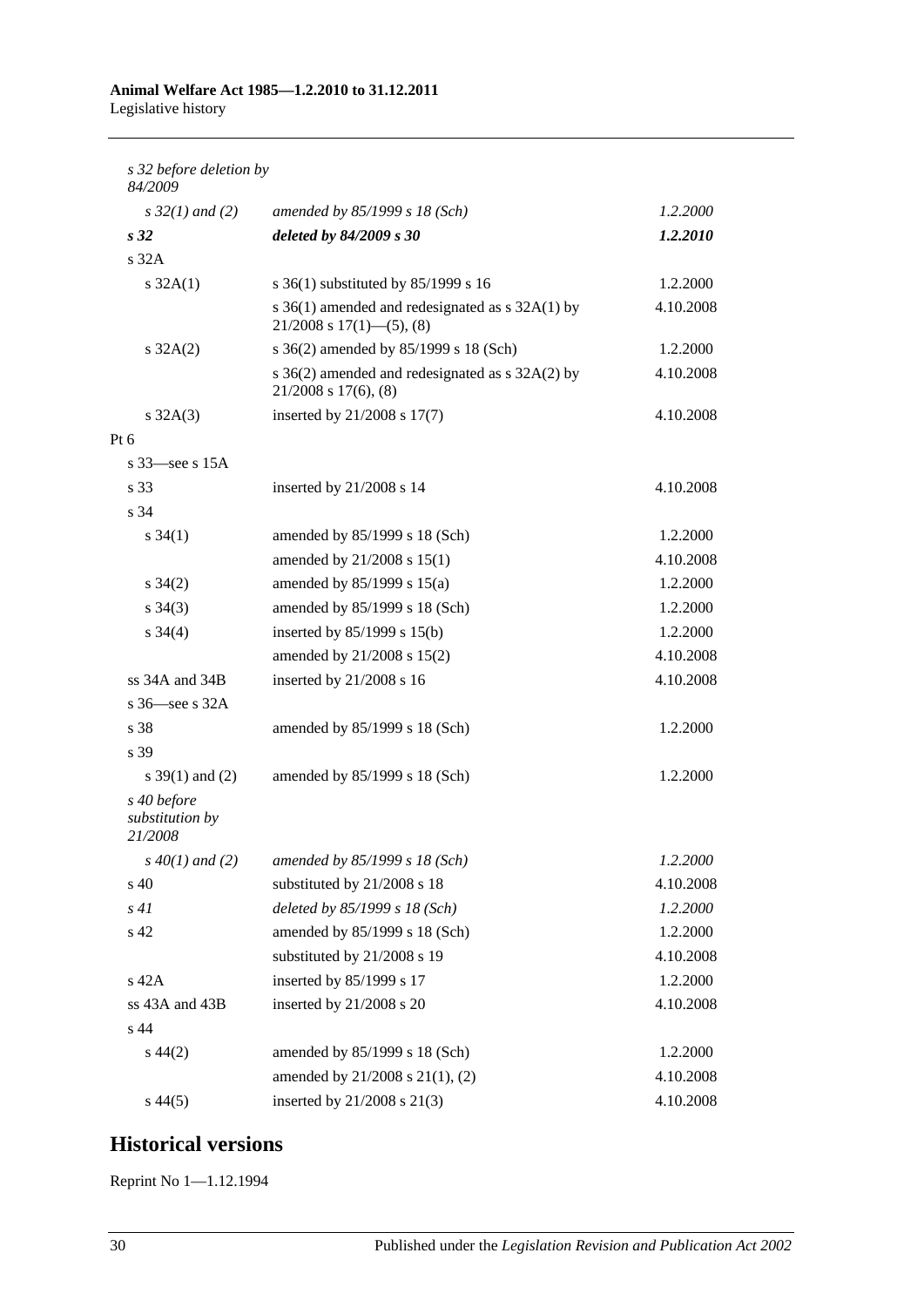| | | |
|---|---|---|
| *s 32 before deletion by 84/2009* | | |
| *s 32(1) and (2)* | *amended by 85/1999 s 18 (Sch)* | *1.2.2000* |
| ***s 32*** | ***deleted by 84/2009 s 30*** | ***1.2.2010*** |
| s 32A | | |
| s 32A(1) | s 36(1) substituted by 85/1999 s 16 | 1.2.2000 |
| | s 36(1) amended and redesignated as s 32A(1) by 21/2008 s 17(1)—(5), (8) | 4.10.2008 |
| s 32A(2) | s 36(2) amended by 85/1999 s 18 (Sch) | 1.2.2000 |
| | s 36(2) amended and redesignated as s 32A(2) by 21/2008 s 17(6), (8) | 4.10.2008 |
| s 32A(3) | inserted by 21/2008 s 17(7) | 4.10.2008 |
| Pt 6 | | |
| s 33—see s 15A | | |
| s 33 | inserted by 21/2008 s 14 | 4.10.2008 |
| s 34 | | |
| s 34(1) | amended by 85/1999 s 18 (Sch) | 1.2.2000 |
| | amended by 21/2008 s 15(1) | 4.10.2008 |
| s 34(2) | amended by 85/1999 s 15(a) | 1.2.2000 |
| s 34(3) | amended by 85/1999 s 18 (Sch) | 1.2.2000 |
| s 34(4) | inserted by 85/1999 s 15(b) | 1.2.2000 |
| | amended by 21/2008 s 15(2) | 4.10.2008 |
| ss 34A and 34B | inserted by 21/2008 s 16 | 4.10.2008 |
| s 36—see s 32A | | |
| s 38 | amended by 85/1999 s 18 (Sch) | 1.2.2000 |
| s 39 | | |
| s 39(1) and (2) | amended by 85/1999 s 18 (Sch) | 1.2.2000 |
| *s 40 before substitution by 21/2008* | | |
| *s 40(1) and (2)* | *amended by 85/1999 s 18 (Sch)* | *1.2.2000* |
| s 40 | substituted by 21/2008 s 18 | 4.10.2008 |
| *s 41* | *deleted by 85/1999 s 18 (Sch)* | *1.2.2000* |
| s 42 | amended by 85/1999 s 18 (Sch) | 1.2.2000 |
| | substituted by 21/2008 s 19 | 4.10.2008 |
| s 42A | inserted by 85/1999 s 17 | 1.2.2000 |
| ss 43A and 43B | inserted by 21/2008 s 20 | 4.10.2008 |
| s 44 | | |
| s 44(2) | amended by 85/1999 s 18 (Sch) | 1.2.2000 |
| | amended by 21/2008 s 21(1), (2) | 4.10.2008 |
| s 44(5) | inserted by 21/2008 s 21(3) | 4.10.2008 |

## Historical versions

Reprint No 1—1.12.1994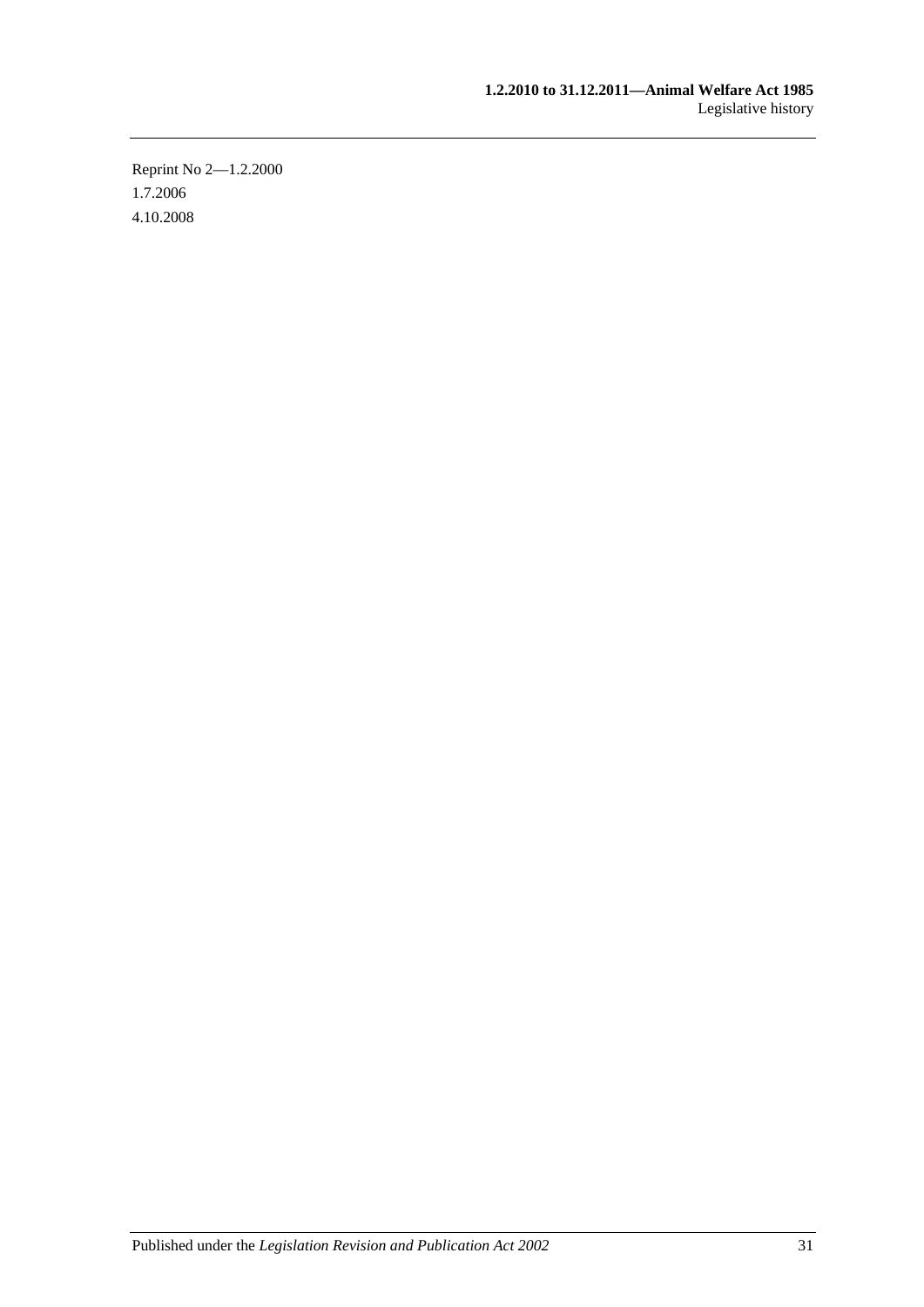Reprint No 2—1.2.2000

1.7.2006

4.10.2008